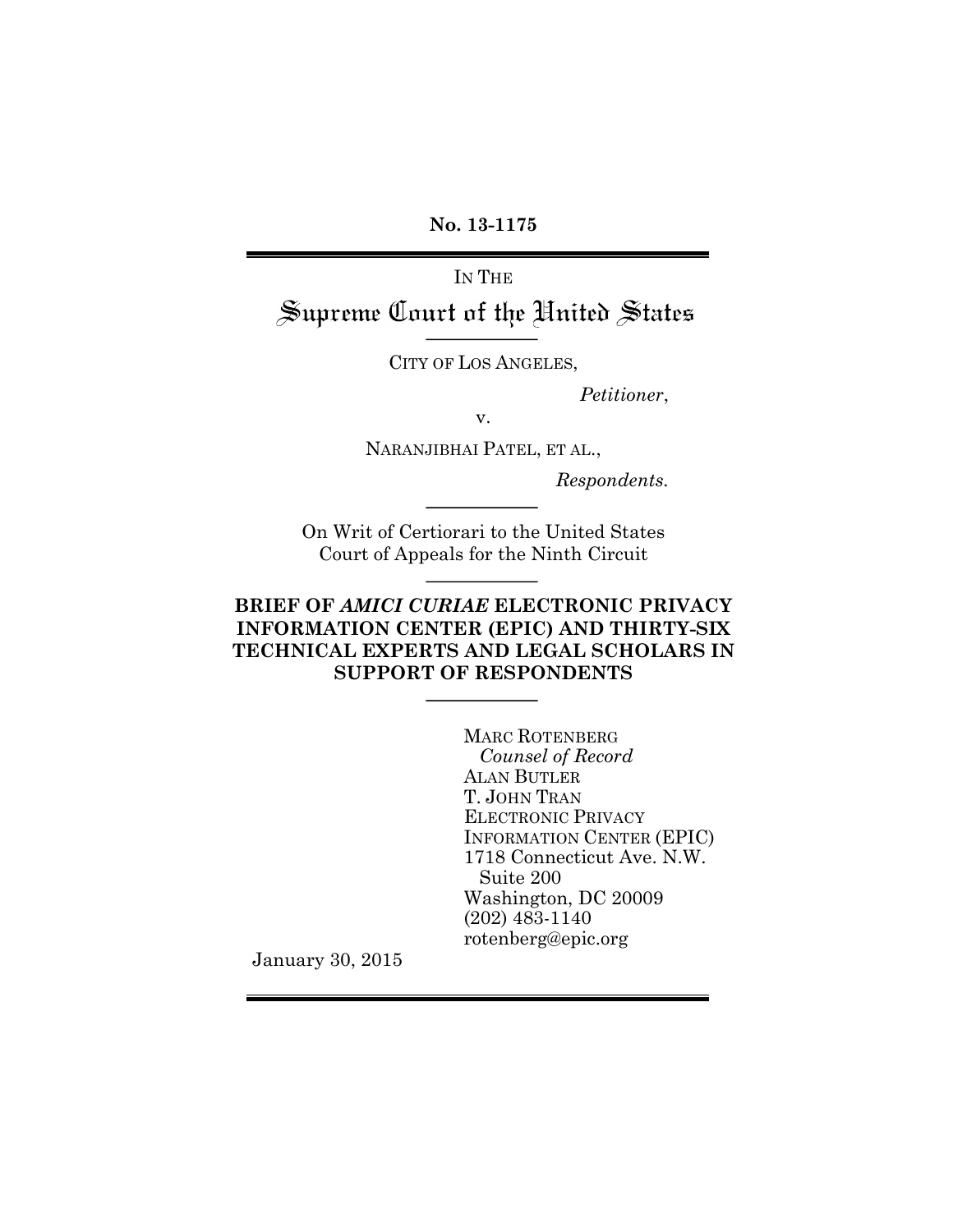**No. 13-1175**

---

IN THE

# Supreme Court of the United States

---

CITY OF LOS ANGELES,

*Petitioner*,

v.

NARANJIBHAI PATEL, ET AL.,

*Respondents.*

---

On Writ of Certiorari to the United States Court of Appeals for the Ninth Circuit

---

**BRIEF OF *AMICI CURIAE* ELECTRONIC PRIVACY INFORMATION CENTER (EPIC) AND THIRTY-SIX TECHNICAL EXPERTS AND LEGAL SCHOLARS IN SUPPORT OF RESPONDENTS**

---

MARC ROTENBERG
*Counsel of Record*
ALAN BUTLER
T. JOHN TRAN
ELECTRONIC PRIVACY INFORMATION CENTER (EPIC)
1718 Connecticut Ave. N.W.
Suite 200
Washington, DC 20009
(202) 483-1140
rotenberg@epic.org

January 30, 2015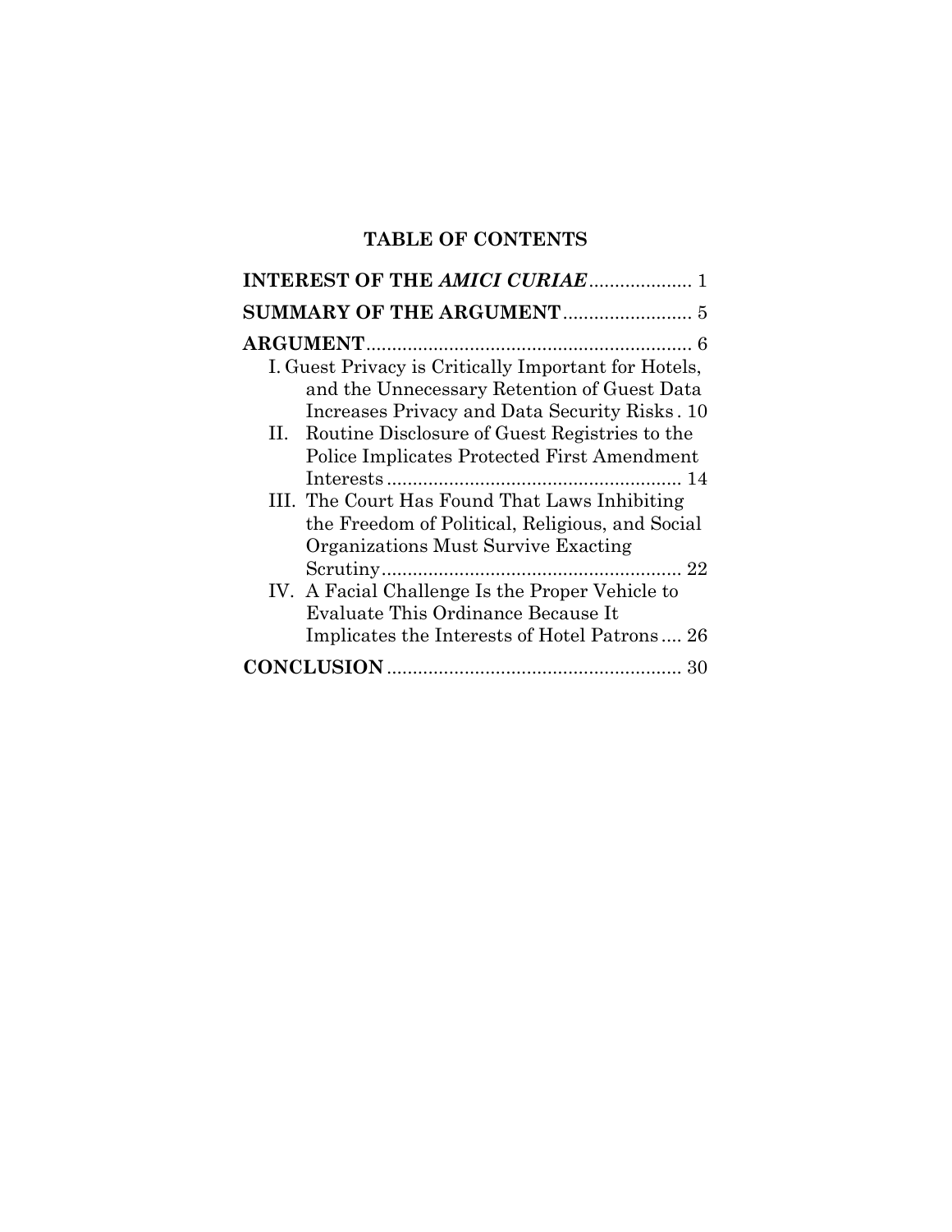## TABLE OF CONTENTS

**INTEREST OF THE *AMICI CURIAE*** .................... 1

**SUMMARY OF THE ARGUMENT** ......................... 5

**ARGUMENT** ............................................................... 6

I. Guest Privacy is Critically Important for Hotels, and the Unnecessary Retention of Guest Data Increases Privacy and Data Security Risks . 10

II. Routine Disclosure of Guest Registries to the Police Implicates Protected First Amendment Interests ......................................................... 14

III. The Court Has Found That Laws Inhibiting the Freedom of Political, Religious, and Social Organizations Must Survive Exacting Scrutiny.......................................................... 22

IV. A Facial Challenge Is the Proper Vehicle to Evaluate This Ordinance Because It Implicates the Interests of Hotel Patrons .... 26

**CONCLUSION** ........................................................ 30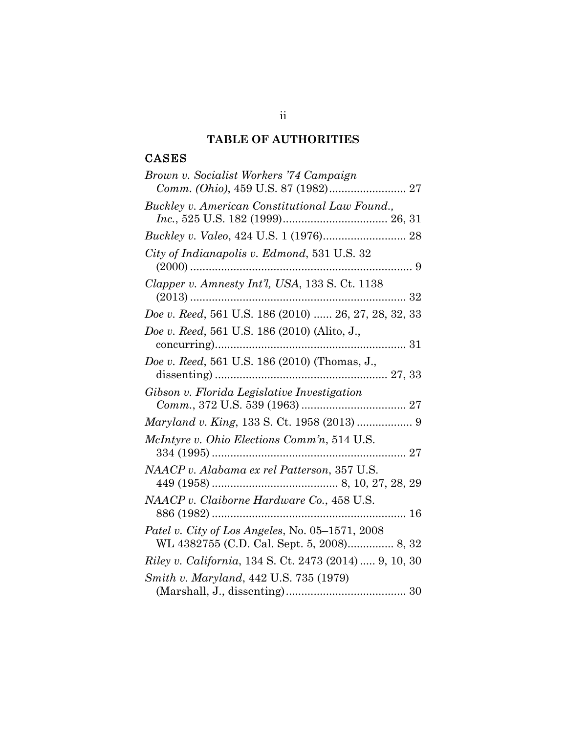## TABLE OF AUTHORITIES

### CASES

*Brown v. Socialist Workers '74 Campaign Comm. (Ohio)*, 459 U.S. 87 (1982)......................... 27

*Buckley v. American Constitutional Law Found., Inc.*, 525 U.S. 182 (1999).................................. 26, 31

*Buckley v. Valeo*, 424 U.S. 1 (1976)........................... 28

*City of Indianapolis v. Edmond*, 531 U.S. 32 (2000) ........................................................................ 9

*Clapper v. Amnesty Int'l, USA*, 133 S. Ct. 1138 (2013) ...................................................................... 32

*Doe v. Reed*, 561 U.S. 186 (2010) ...... 26, 27, 28, 32, 33

*Doe v. Reed*, 561 U.S. 186 (2010) (Alito, J., concurring).............................................................. 31

*Doe v. Reed*, 561 U.S. 186 (2010) (Thomas, J., dissenting) ........................................................ 27, 33

*Gibson v. Florida Legislative Investigation Comm.*, 372 U.S. 539 (1963) .................................. 27

*Maryland v. King*, 133 S. Ct. 1958 (2013) .................. 9

*McIntyre v. Ohio Elections Comm'n*, 514 U.S. 334 (1995) ............................................................... 27

*NAACP v. Alabama ex rel Patterson*, 357 U.S. 449 (1958) ........................................ 8, 10, 27, 28, 29

*NAACP v. Claiborne Hardware Co.*, 458 U.S. 886 (1982) ............................................................... 16

*Patel v. City of Los Angeles*, No. 05–1571, 2008 WL 4382755 (C.D. Cal. Sept. 5, 2008)............... 8, 32

*Riley v. California*, 134 S. Ct. 2473 (2014) ..... 9, 10, 30

*Smith v. Maryland*, 442 U.S. 735 (1979) (Marshall, J., dissenting)....................................... 30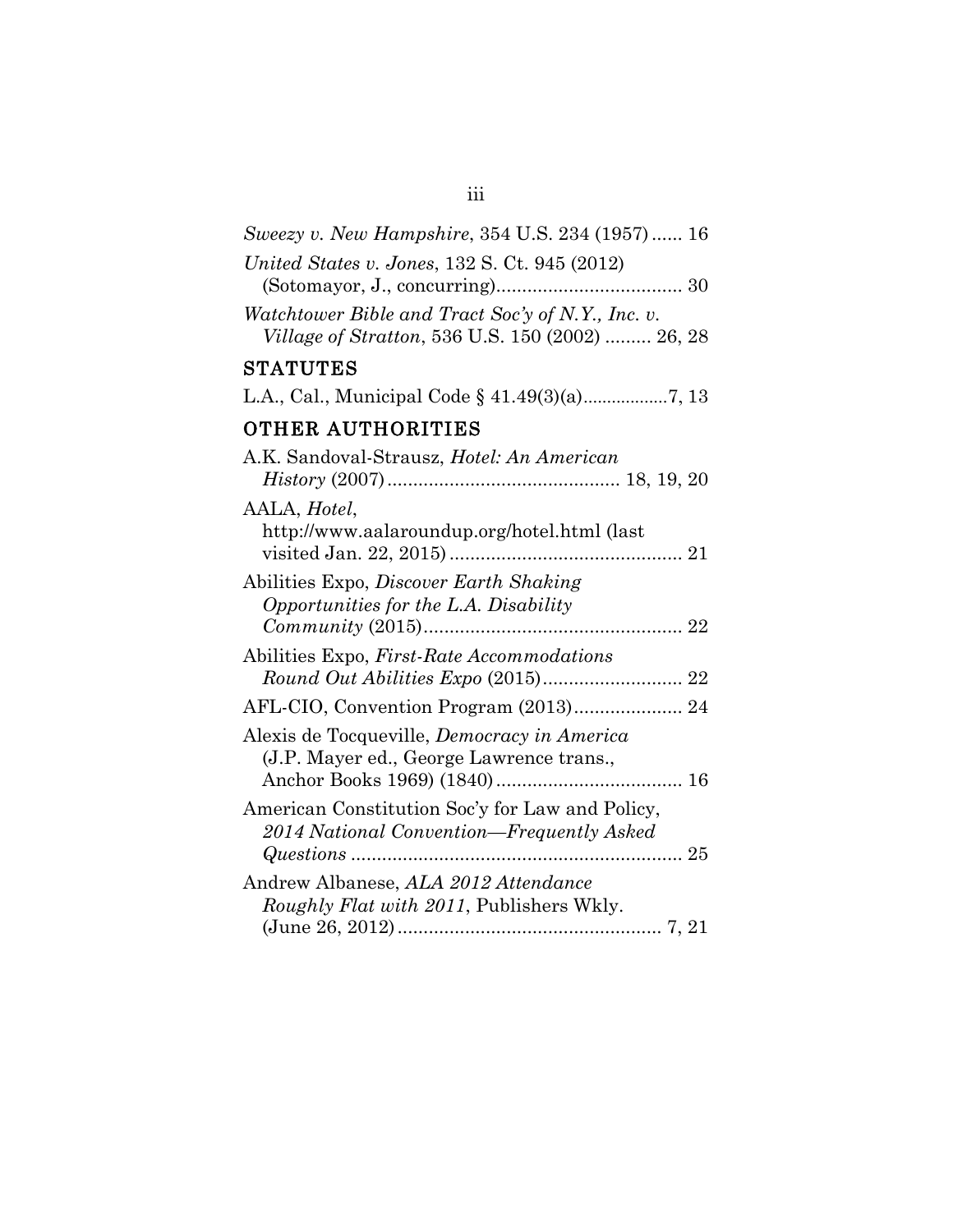*Sweezy v. New Hampshire*, 354 U.S. 234 (1957) ...... 16

*United States v. Jones*, 132 S. Ct. 945 (2012) (Sotomayor, J., concurring)................................... 30

*Watchtower Bible and Tract Soc'y of N.Y., Inc. v. Village of Stratton*, 536 U.S. 150 (2002) ......... 26, 28

## STATUTES

L.A., Cal., Municipal Code § 41.49(3)(a)..................7, 13

## OTHER AUTHORITIES

A.K. Sandoval-Strausz, *Hotel: An American History* (2007)............................................ 18, 19, 20

AALA, *Hotel*, http://www.aalaroundup.org/hotel.html (last visited Jan. 22, 2015)............................................ 21

Abilities Expo, *Discover Earth Shaking Opportunities for the L.A. Disability Community* (2015)................................................. 22

Abilities Expo, *First-Rate Accommodations Round Out Abilities Expo* (2015).......................... 22

AFL-CIO, Convention Program (2013).................... 24

Alexis de Tocqueville, *Democracy in America* (J.P. Mayer ed., George Lawrence trans., Anchor Books 1969) (1840)................................... 16

American Constitution Soc'y for Law and Policy, *2014 National Convention—Frequently Asked Questions* ................................................................ 25

Andrew Albanese, *ALA 2012 Attendance Roughly Flat with 2011*, Publishers Wkly. (June 26, 2012).................................................. 7, 21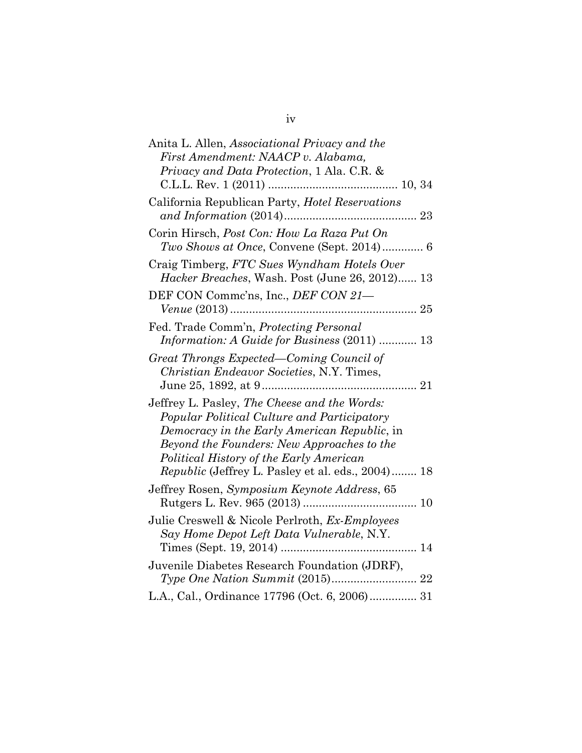Anita L. Allen, *Associational Privacy and the First Amendment: NAACP v. Alabama, Privacy and Data Protection*, 1 Ala. C.R. & C.L.L. Rev. 1 (2011) ........................................ 10, 34

California Republican Party, *Hotel Reservations and Information* (2014)......................................... 23

Corin Hirsch, *Post Con: How La Raza Put On Two Shows at Once*, Convene (Sept. 2014)............. 6

Craig Timberg, *FTC Sues Wyndham Hotels Over Hacker Breaches*, Wash. Post (June 26, 2012)...... 13

DEF CON Commc'ns, Inc., *DEF CON 21—Venue* (2013)........................................................... 25

Fed. Trade Comm'n, *Protecting Personal Information: A Guide for Business* (2011) ............ 13

*Great Throngs Expected—Coming Council of Christian Endeavor Societies*, N.Y. Times, June 25, 1892, at 9................................................ 21

Jeffrey L. Pasley, *The Cheese and the Words: Popular Political Culture and Participatory Democracy in the Early American Republic*, in *Beyond the Founders: New Approaches to the Political History of the Early American Republic* (Jeffrey L. Pasley et al. eds., 2004)........ 18

Jeffrey Rosen, *Symposium Keynote Address*, 65 Rutgers L. Rev. 965 (2013) .................................... 10

Julie Creswell & Nicole Perlroth, *Ex-Employees Say Home Depot Left Data Vulnerable*, N.Y. Times (Sept. 19, 2014) ........................................... 14

Juvenile Diabetes Research Foundation (JDRF), *Type One Nation Summit* (2015)........................... 22

L.A., Cal., Ordinance 17796 (Oct. 6, 2006)............... 31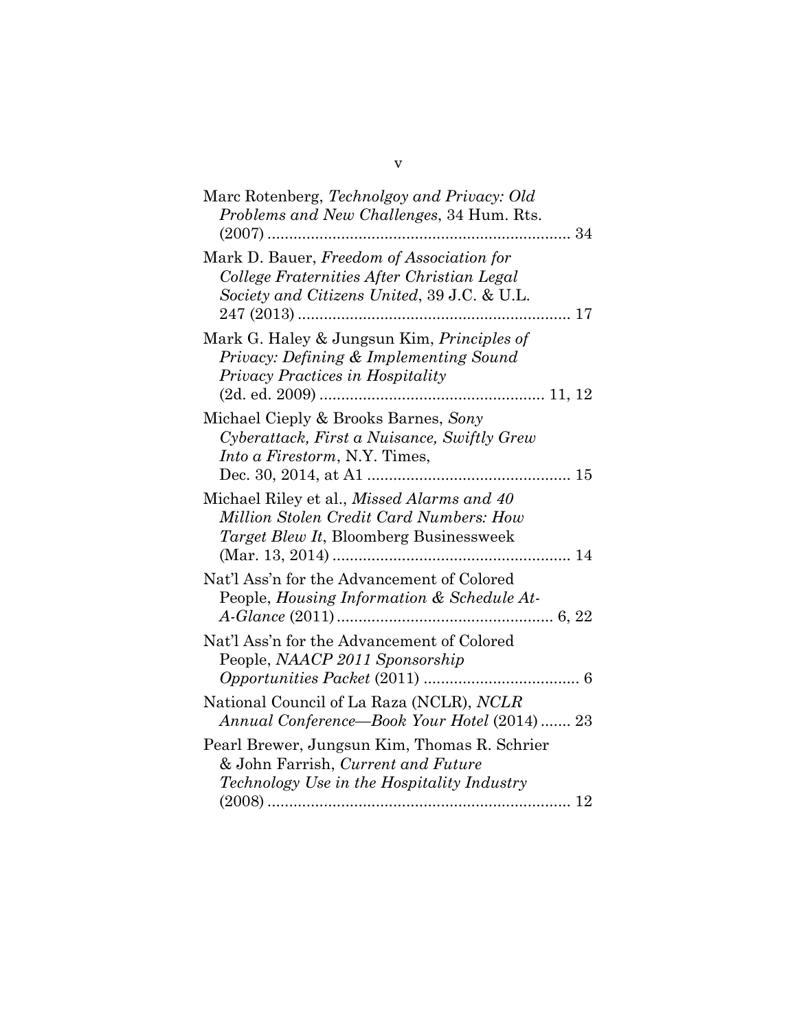Marc Rotenberg, *Technolgoy and Privacy: Old Problems and New Challenges*, 34 Hum. Rts. (2007) ....................................................................... 34

Mark D. Bauer, *Freedom of Association for College Fraternities After Christian Legal Society and Citizens United*, 39 J.C. & U.L. 247 (2013) ............................................................... 17

Mark G. Haley & Jungsun Kim, *Principles of Privacy: Defining & Implementing Sound Privacy Practices in Hospitality* (2d. ed. 2009) .................................................... 11, 12

Michael Cieply & Brooks Barnes, *Sony Cyberattack, First a Nuisance, Swiftly Grew Into a Firestorm*, N.Y. Times, Dec. 30, 2014, at A1 ............................................... 15

Michael Riley et al., *Missed Alarms and 40 Million Stolen Credit Card Numbers: How Target Blew It*, Bloomberg Businessweek (Mar. 13, 2014) ....................................................... 14

Nat'l Ass'n for the Advancement of Colored People, *Housing Information & Schedule At-A-Glance* (2011) .................................................. 6, 22

Nat'l Ass'n for the Advancement of Colored People, *NAACP 2011 Sponsorship Opportunities Packet* (2011) .................................... 6

National Council of La Raza (NCLR), *NCLR Annual Conference—Book Your Hotel* (2014) ....... 23

Pearl Brewer, Jungsun Kim, Thomas R. Schrier & John Farrish, *Current and Future Technology Use in the Hospitality Industry* (2008) ...................................................................... 12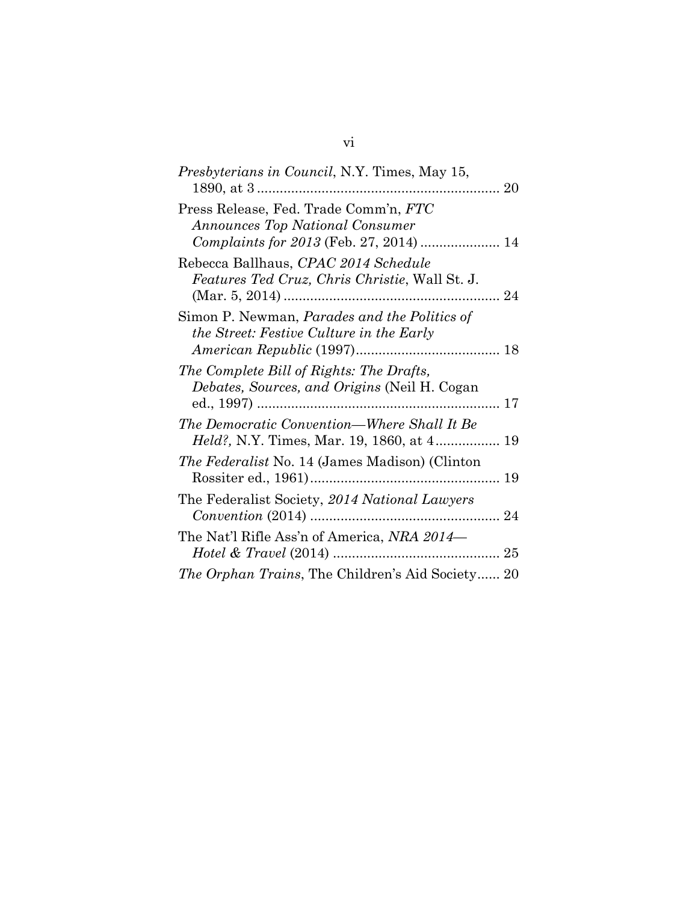*Presbyterians in Council*, N.Y. Times, May 15, 1890, at 3 ................................................................ 20

Press Release, Fed. Trade Comm'n, *FTC Announces Top National Consumer Complaints for 2013* (Feb. 27, 2014) ..................... 14

Rebecca Ballhaus, *CPAC 2014 Schedule Features Ted Cruz, Chris Christie*, Wall St. J. (Mar. 5, 2014) ......................................................... 24

Simon P. Newman, *Parades and the Politics of the Street: Festive Culture in the Early American Republic* (1997)...................................... 18

*The Complete Bill of Rights: The Drafts, Debates, Sources, and Origins* (Neil H. Cogan ed., 1997) ................................................................ 17

*The Democratic Convention—Where Shall It Be Held?,* N.Y. Times, Mar. 19, 1860, at 4................. 19

*The Federalist* No. 14 (James Madison) (Clinton Rossiter ed., 1961).................................................. 19

The Federalist Society, *2014 National Lawyers Convention* (2014) .................................................. 24

The Nat'l Rifle Ass'n of America, *NRA 2014—Hotel & Travel* (2014) ............................................ 25

*The Orphan Trains*, The Children's Aid Society...... 20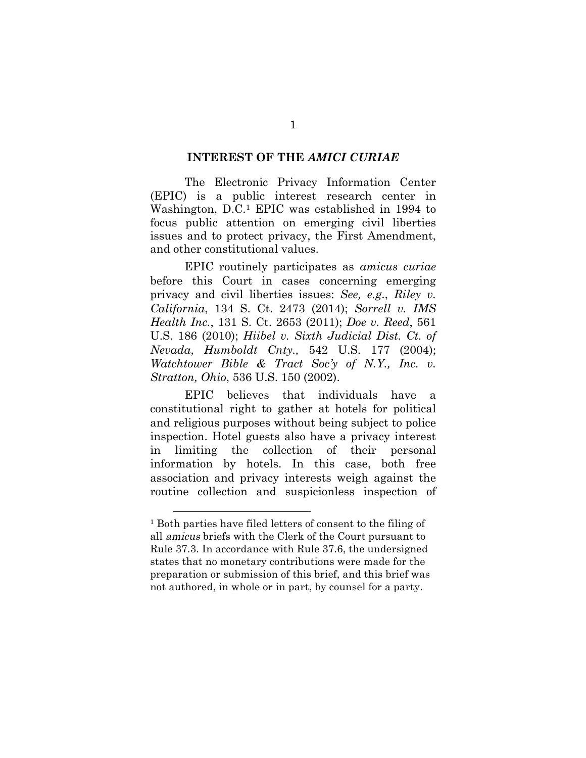## INTEREST OF THE *AMICI CURIAE*

The Electronic Privacy Information Center (EPIC) is a public interest research center in Washington, D.C.[1] EPIC was established in 1994 to focus public attention on emerging civil liberties issues and to protect privacy, the First Amendment, and other constitutional values.

EPIC routinely participates as *amicus curiae* before this Court in cases concerning emerging privacy and civil liberties issues: *See, e.g.*, *Riley v. California*, 134 S. Ct. 2473 (2014); *Sorrell v. IMS Health Inc.*, 131 S. Ct. 2653 (2011); *Doe v. Reed*, 561 U.S. 186 (2010); *Hiibel v. Sixth Judicial Dist. Ct. of Nevada*, *Humboldt Cnty.,* 542 U.S. 177 (2004); *Watchtower Bible & Tract Soc'y of N.Y., Inc. v. Stratton, Ohio*, 536 U.S. 150 (2002).

EPIC believes that individuals have a constitutional right to gather at hotels for political and religious purposes without being subject to police inspection. Hotel guests also have a privacy interest in limiting the collection of their personal information by hotels. In this case, both free association and privacy interests weigh against the routine collection and suspicionless inspection of

[1] Both parties have filed letters of consent to the filing of all *amicus* briefs with the Clerk of the Court pursuant to Rule 37.3. In accordance with Rule 37.6, the undersigned states that no monetary contributions were made for the preparation or submission of this brief, and this brief was not authored, in whole or in part, by counsel for a party.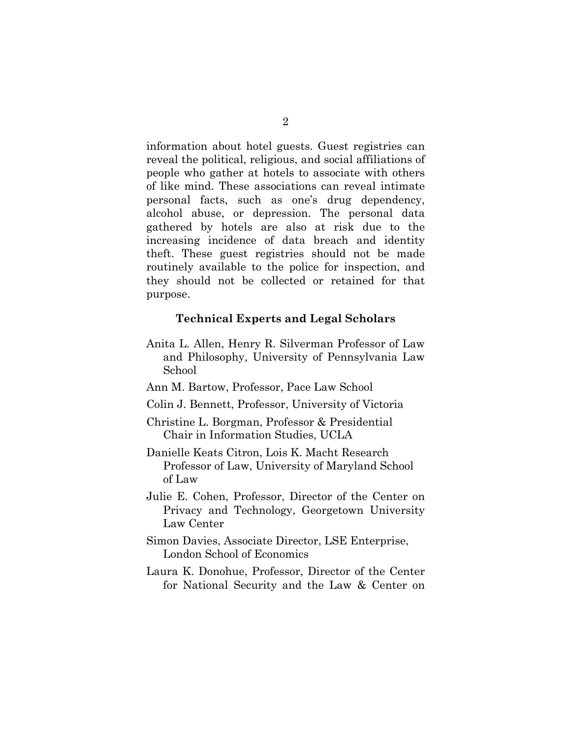information about hotel guests. Guest registries can reveal the political, religious, and social affiliations of people who gather at hotels to associate with others of like mind. These associations can reveal intimate personal facts, such as one's drug dependency, alcohol abuse, or depression. The personal data gathered by hotels are also at risk due to the increasing incidence of data breach and identity theft. These guest registries should not be made routinely available to the police for inspection, and they should not be collected or retained for that purpose.

### Technical Experts and Legal Scholars

Anita L. Allen, Henry R. Silverman Professor of Law and Philosophy, University of Pennsylvania Law School

Ann M. Bartow, Professor, Pace Law School

Colin J. Bennett, Professor, University of Victoria

Christine L. Borgman, Professor & Presidential Chair in Information Studies, UCLA

Danielle Keats Citron, Lois K. Macht Research Professor of Law, University of Maryland School of Law

Julie E. Cohen, Professor, Director of the Center on Privacy and Technology, Georgetown University Law Center

Simon Davies, Associate Director, LSE Enterprise, London School of Economics

Laura K. Donohue, Professor, Director of the Center for National Security and the Law & Center on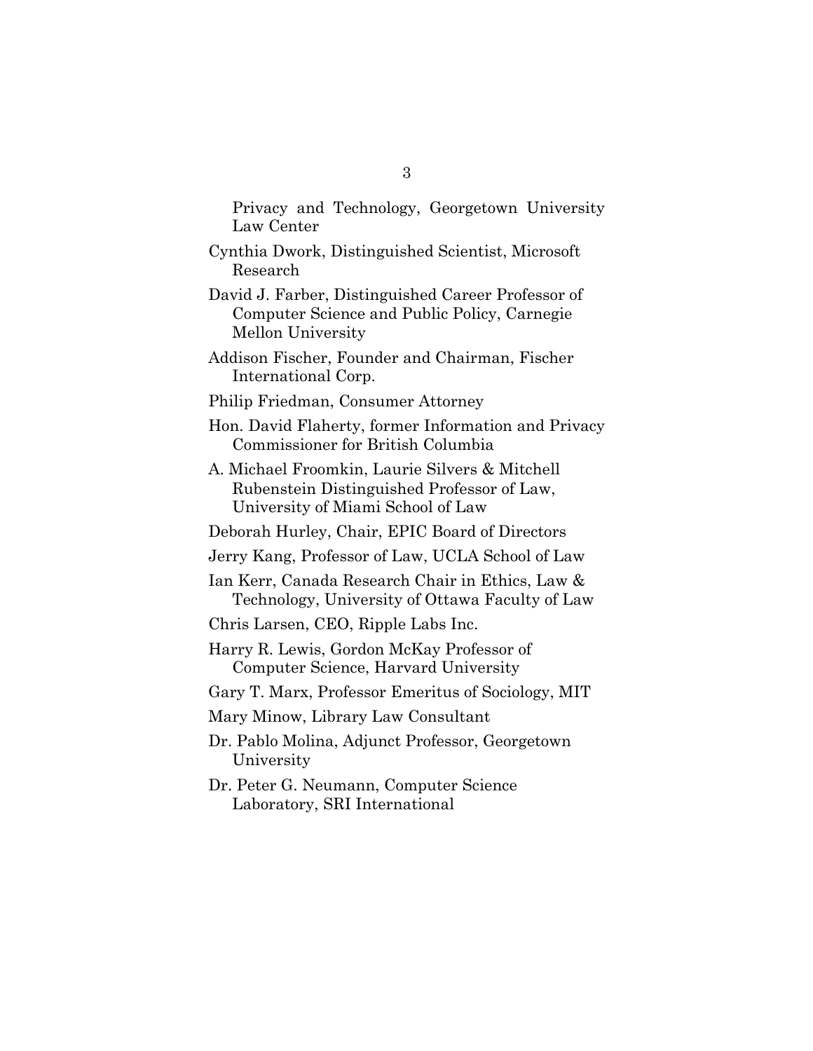Privacy and Technology, Georgetown University Law Center

Cynthia Dwork, Distinguished Scientist, Microsoft Research

David J. Farber, Distinguished Career Professor of Computer Science and Public Policy, Carnegie Mellon University

Addison Fischer, Founder and Chairman, Fischer International Corp.

Philip Friedman, Consumer Attorney

Hon. David Flaherty, former Information and Privacy Commissioner for British Columbia

A. Michael Froomkin, Laurie Silvers & Mitchell Rubenstein Distinguished Professor of Law, University of Miami School of Law

Deborah Hurley, Chair, EPIC Board of Directors

Jerry Kang, Professor of Law, UCLA School of Law

Ian Kerr, Canada Research Chair in Ethics, Law & Technology, University of Ottawa Faculty of Law

Chris Larsen, CEO, Ripple Labs Inc.

Harry R. Lewis, Gordon McKay Professor of Computer Science, Harvard University

Gary T. Marx, Professor Emeritus of Sociology, MIT

Mary Minow, Library Law Consultant

Dr. Pablo Molina, Adjunct Professor, Georgetown University

Dr. Peter G. Neumann, Computer Science Laboratory, SRI International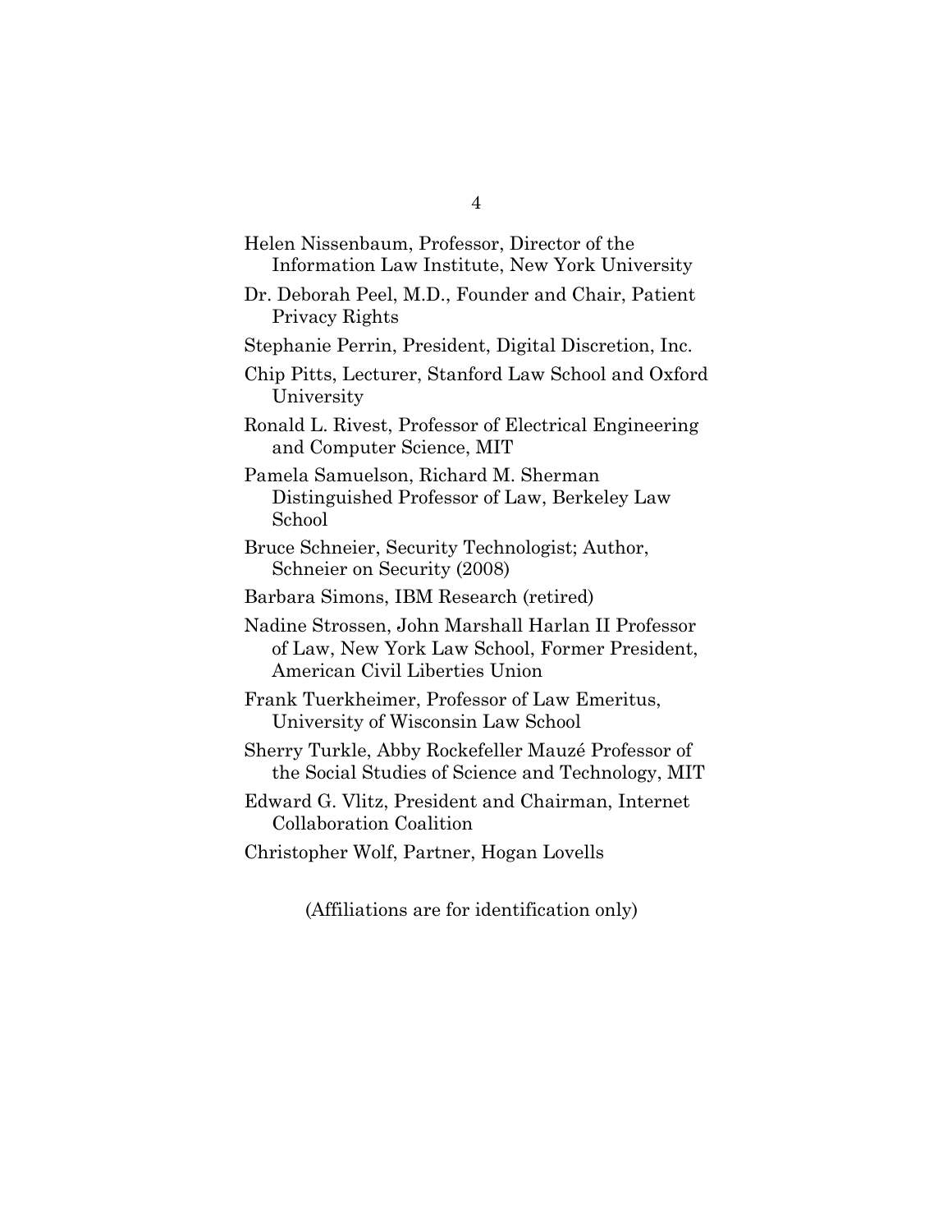Helen Nissenbaum, Professor, Director of the Information Law Institute, New York University

Dr. Deborah Peel, M.D., Founder and Chair, Patient Privacy Rights

Stephanie Perrin, President, Digital Discretion, Inc.

Chip Pitts, Lecturer, Stanford Law School and Oxford University

Ronald L. Rivest, Professor of Electrical Engineering and Computer Science, MIT

Pamela Samuelson, Richard M. Sherman Distinguished Professor of Law, Berkeley Law School

Bruce Schneier, Security Technologist; Author, Schneier on Security (2008)

Barbara Simons, IBM Research (retired)

Nadine Strossen, John Marshall Harlan II Professor of Law, New York Law School, Former President, American Civil Liberties Union

Frank Tuerkheimer, Professor of Law Emeritus, University of Wisconsin Law School

Sherry Turkle, Abby Rockefeller Mauzé Professor of the Social Studies of Science and Technology, MIT

Edward G. Vlitz, President and Chairman, Internet Collaboration Coalition

Christopher Wolf, Partner, Hogan Lovells

(Affiliations are for identification only)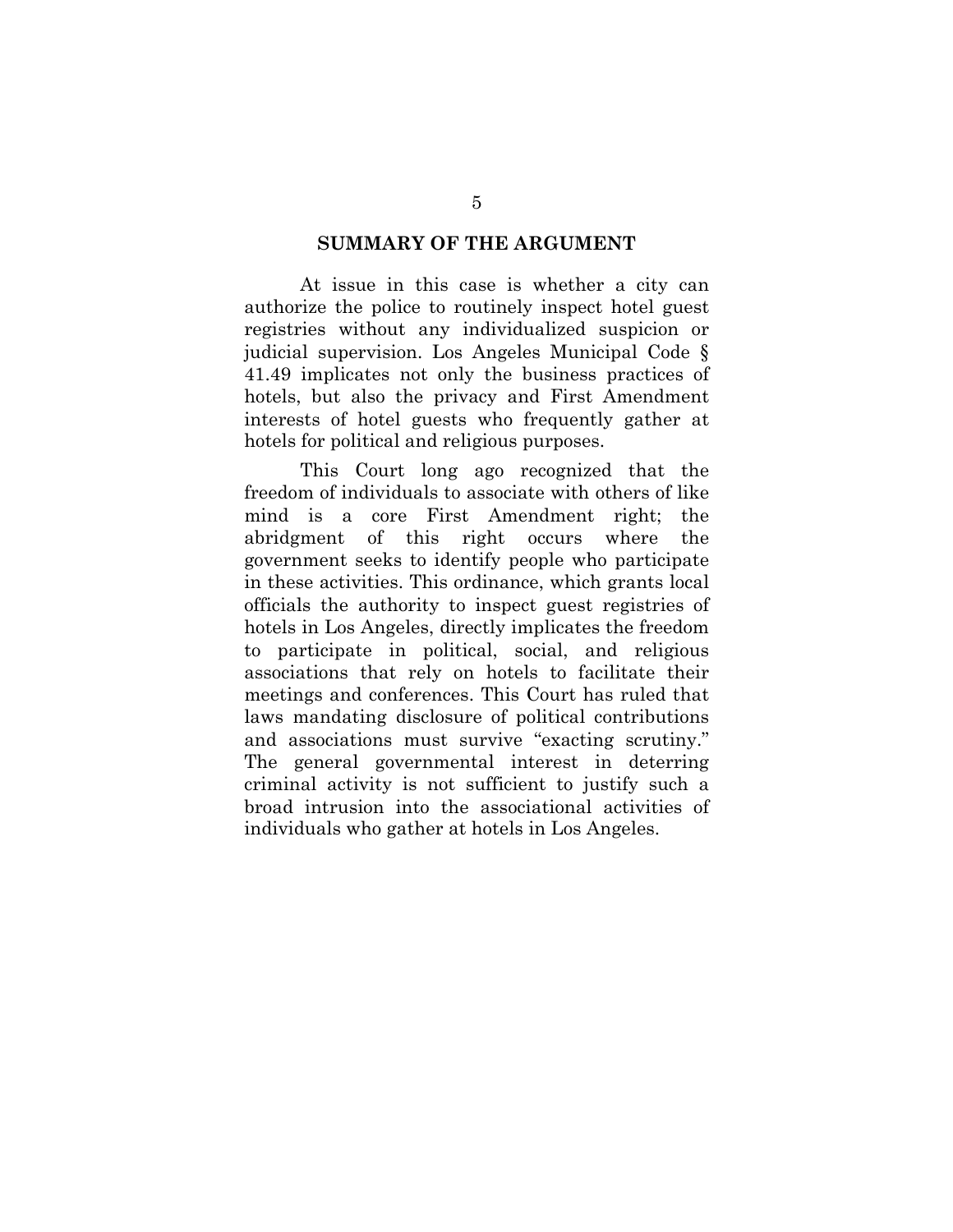## SUMMARY OF THE ARGUMENT

At issue in this case is whether a city can authorize the police to routinely inspect hotel guest registries without any individualized suspicion or judicial supervision. Los Angeles Municipal Code § 41.49 implicates not only the business practices of hotels, but also the privacy and First Amendment interests of hotel guests who frequently gather at hotels for political and religious purposes.

This Court long ago recognized that the freedom of individuals to associate with others of like mind is a core First Amendment right; the abridgment of this right occurs where the government seeks to identify people who participate in these activities. This ordinance, which grants local officials the authority to inspect guest registries of hotels in Los Angeles, directly implicates the freedom to participate in political, social, and religious associations that rely on hotels to facilitate their meetings and conferences. This Court has ruled that laws mandating disclosure of political contributions and associations must survive "exacting scrutiny." The general governmental interest in deterring criminal activity is not sufficient to justify such a broad intrusion into the associational activities of individuals who gather at hotels in Los Angeles.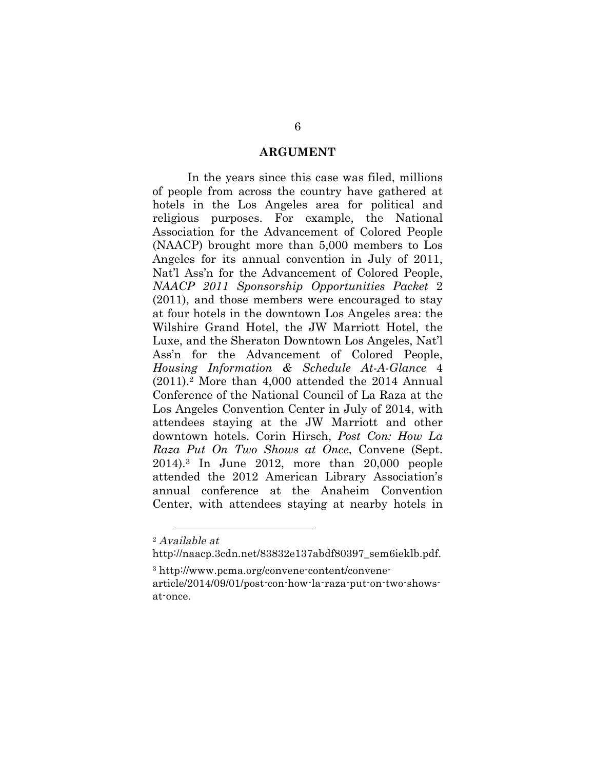## ARGUMENT

In the years since this case was filed, millions of people from across the country have gathered at hotels in the Los Angeles area for political and religious purposes. For example, the National Association for the Advancement of Colored People (NAACP) brought more than 5,000 members to Los Angeles for its annual convention in July of 2011, Nat'l Ass'n for the Advancement of Colored People, *NAACP 2011 Sponsorship Opportunities Packet* 2 (2011), and those members were encouraged to stay at four hotels in the downtown Los Angeles area: the Wilshire Grand Hotel, the JW Marriott Hotel, the Luxe, and the Sheraton Downtown Los Angeles, Nat'l Ass'n for the Advancement of Colored People, *Housing Information & Schedule At-A-Glance* 4 (2011).[2] More than 4,000 attended the 2014 Annual Conference of the National Council of La Raza at the Los Angeles Convention Center in July of 2014, with attendees staying at the JW Marriott and other downtown hotels. Corin Hirsch, *Post Con: How La Raza Put On Two Shows at Once*, Convene (Sept. 2014).[3] In June 2012, more than 20,000 people attended the 2012 American Library Association's annual conference at the Anaheim Convention Center, with attendees staying at nearby hotels in

---

[2] *Available at* http://naacp.3cdn.net/83832e137abdf80397_sem6ieklb.pdf.

[3] http://www.pcma.org/convene-content/convene-article/2014/09/01/post-con-how-la-raza-put-on-two-shows-at-once.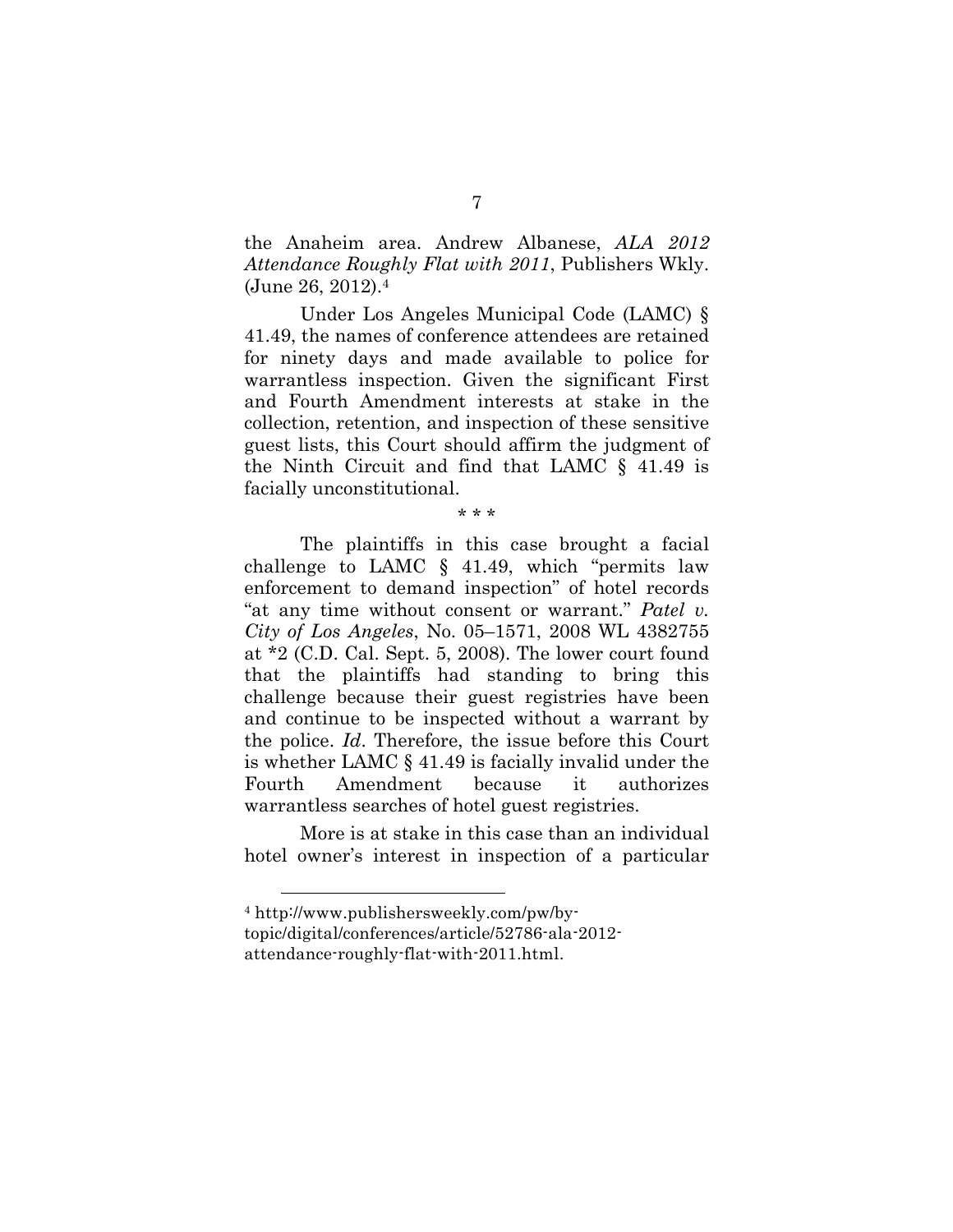the Anaheim area. Andrew Albanese, *ALA 2012 Attendance Roughly Flat with 2011*, Publishers Wkly. (June 26, 2012).[4]

Under Los Angeles Municipal Code (LAMC) § 41.49, the names of conference attendees are retained for ninety days and made available to police for warrantless inspection. Given the significant First and Fourth Amendment interests at stake in the collection, retention, and inspection of these sensitive guest lists, this Court should affirm the judgment of the Ninth Circuit and find that LAMC § 41.49 is facially unconstitutional.

\* \* \*

The plaintiffs in this case brought a facial challenge to LAMC § 41.49, which "permits law enforcement to demand inspection" of hotel records "at any time without consent or warrant." *Patel v. City of Los Angeles*, No. 05–1571, 2008 WL 4382755 at \*2 (C.D. Cal. Sept. 5, 2008). The lower court found that the plaintiffs had standing to bring this challenge because their guest registries have been and continue to be inspected without a warrant by the police. *Id*. Therefore, the issue before this Court is whether LAMC § 41.49 is facially invalid under the Fourth Amendment because it authorizes warrantless searches of hotel guest registries.

More is at stake in this case than an individual hotel owner's interest in inspection of a particular

---

[4] http://www.publishersweekly.com/pw/by-topic/digital/conferences/article/52786-ala-2012-attendance-roughly-flat-with-2011.html.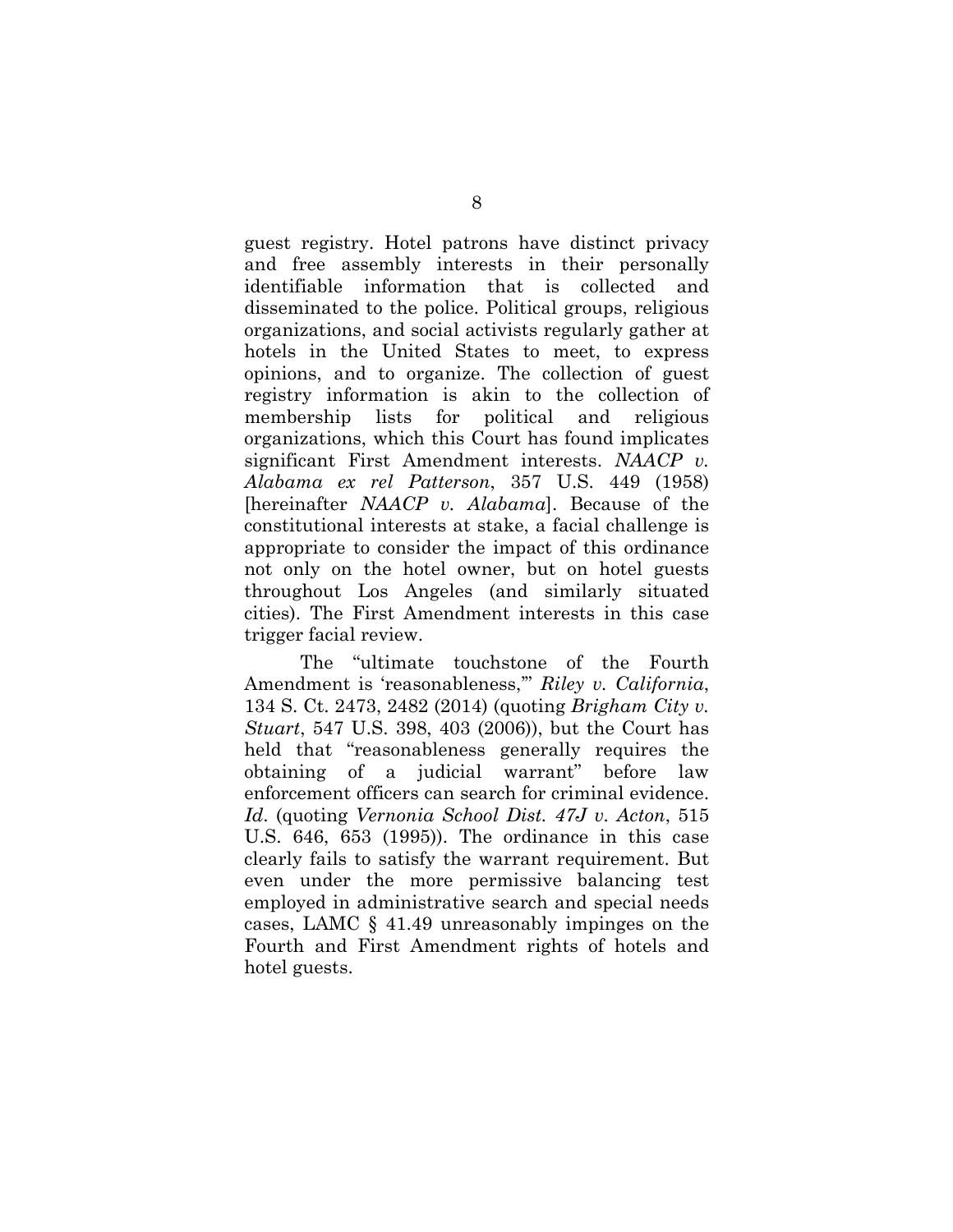guest registry. Hotel patrons have distinct privacy and free assembly interests in their personally identifiable information that is collected and disseminated to the police. Political groups, religious organizations, and social activists regularly gather at hotels in the United States to meet, to express opinions, and to organize. The collection of guest registry information is akin to the collection of membership lists for political and religious organizations, which this Court has found implicates significant First Amendment interests. *NAACP v. Alabama ex rel Patterson*, 357 U.S. 449 (1958) [hereinafter *NAACP v. Alabama*]. Because of the constitutional interests at stake, a facial challenge is appropriate to consider the impact of this ordinance not only on the hotel owner, but on hotel guests throughout Los Angeles (and similarly situated cities). The First Amendment interests in this case trigger facial review.

The "ultimate touchstone of the Fourth Amendment is 'reasonableness,'" *Riley v. California*, 134 S. Ct. 2473, 2482 (2014) (quoting *Brigham City v. Stuart*, 547 U.S. 398, 403 (2006)), but the Court has held that "reasonableness generally requires the obtaining of a judicial warrant" before law enforcement officers can search for criminal evidence. *Id*. (quoting *Vernonia School Dist. 47J v. Acton*, 515 U.S. 646, 653 (1995)). The ordinance in this case clearly fails to satisfy the warrant requirement. But even under the more permissive balancing test employed in administrative search and special needs cases, LAMC § 41.49 unreasonably impinges on the Fourth and First Amendment rights of hotels and hotel guests.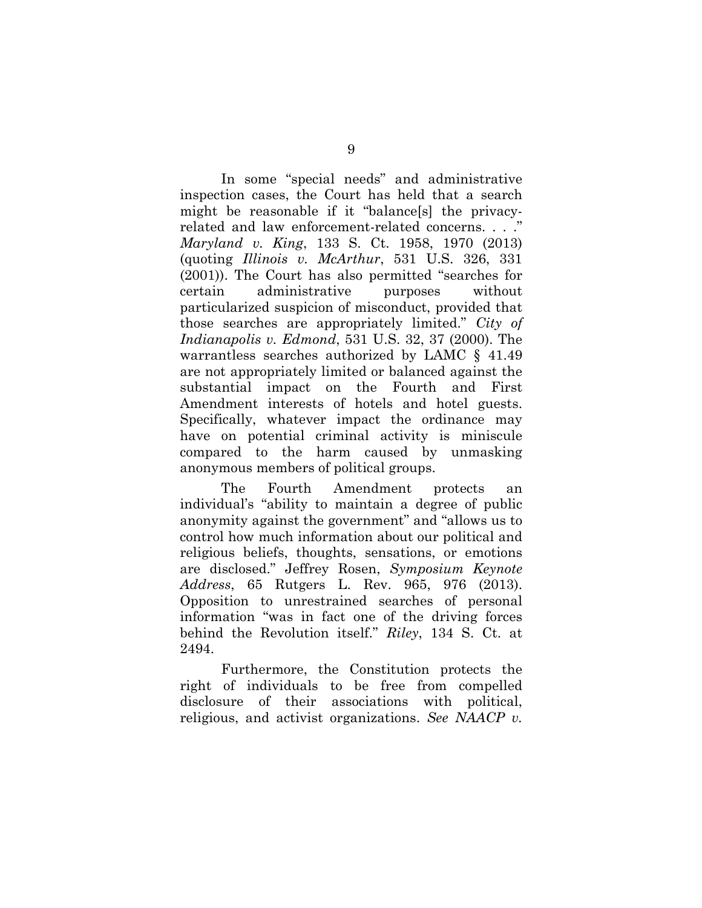In some "special needs" and administrative inspection cases, the Court has held that a search might be reasonable if it "balance[s] the privacy-related and law enforcement-related concerns. . . ." *Maryland v. King*, 133 S. Ct. 1958, 1970 (2013) (quoting *Illinois v. McArthur*, 531 U.S. 326, 331 (2001)). The Court has also permitted "searches for certain administrative purposes without particularized suspicion of misconduct, provided that those searches are appropriately limited." *City of Indianapolis v. Edmond*, 531 U.S. 32, 37 (2000). The warrantless searches authorized by LAMC § 41.49 are not appropriately limited or balanced against the substantial impact on the Fourth and First Amendment interests of hotels and hotel guests. Specifically, whatever impact the ordinance may have on potential criminal activity is miniscule compared to the harm caused by unmasking anonymous members of political groups.

The Fourth Amendment protects an individual's "ability to maintain a degree of public anonymity against the government" and "allows us to control how much information about our political and religious beliefs, thoughts, sensations, or emotions are disclosed." Jeffrey Rosen, *Symposium Keynote Address*, 65 Rutgers L. Rev. 965, 976 (2013). Opposition to unrestrained searches of personal information "was in fact one of the driving forces behind the Revolution itself." *Riley*, 134 S. Ct. at 2494.

Furthermore, the Constitution protects the right of individuals to be free from compelled disclosure of their associations with political, religious, and activist organizations. *See NAACP v.*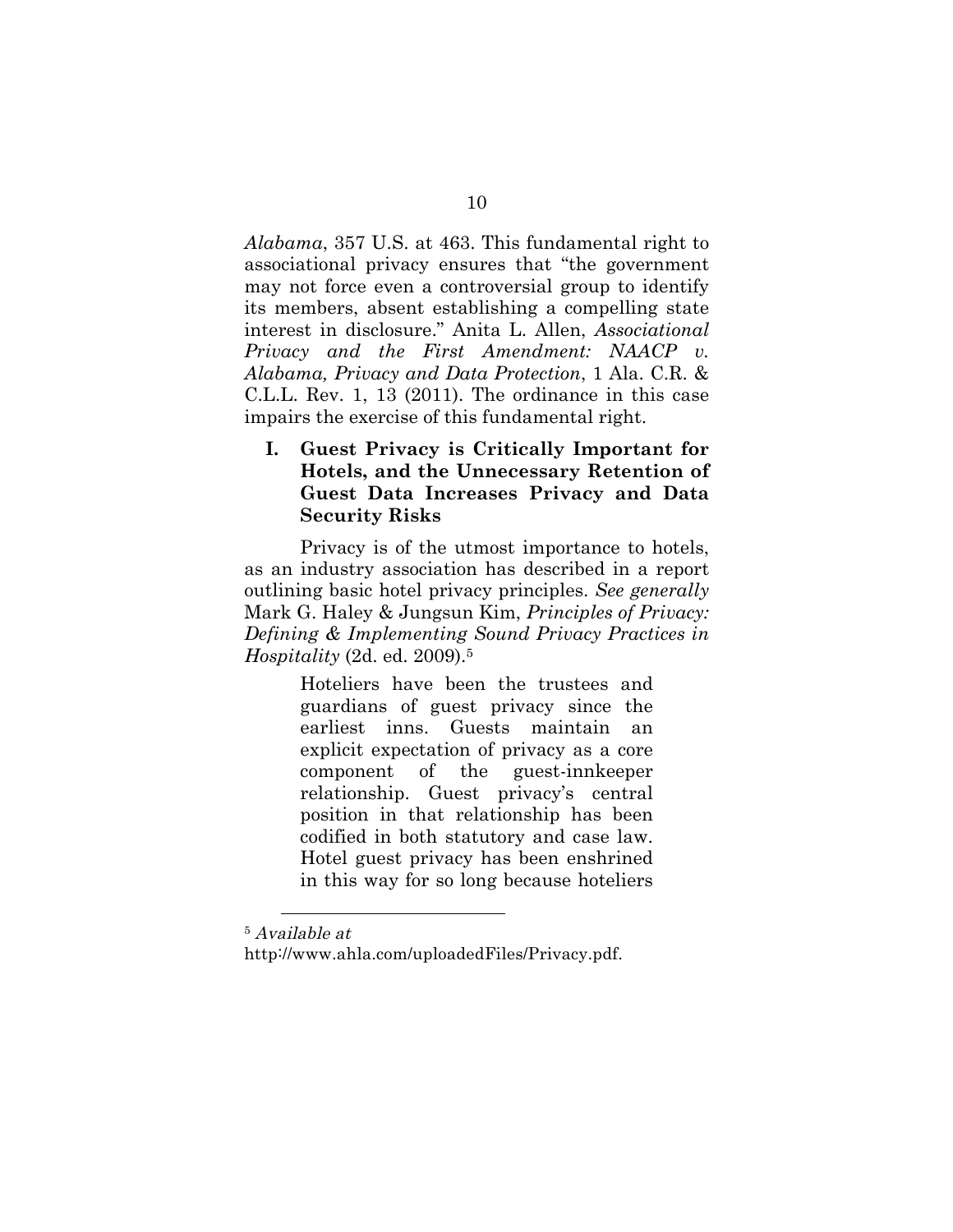*Alabama*, 357 U.S. at 463. This fundamental right to associational privacy ensures that "the government may not force even a controversial group to identify its members, absent establishing a compelling state interest in disclosure." Anita L. Allen, *Associational Privacy and the First Amendment: NAACP v. Alabama, Privacy and Data Protection*, 1 Ala. C.R. & C.L.L. Rev. 1, 13 (2011). The ordinance in this case impairs the exercise of this fundamental right.

## I. Guest Privacy is Critically Important for Hotels, and the Unnecessary Retention of Guest Data Increases Privacy and Data Security Risks

Privacy is of the utmost importance to hotels, as an industry association has described in a report outlining basic hotel privacy principles. *See generally* Mark G. Haley & Jungsun Kim, *Principles of Privacy: Defining & Implementing Sound Privacy Practices in Hospitality* (2d. ed. 2009).[5]

> Hoteliers have been the trustees and guardians of guest privacy since the earliest inns. Guests maintain an explicit expectation of privacy as a core component of the guest-innkeeper relationship. Guest privacy's central position in that relationship has been codified in both statutory and case law. Hotel guest privacy has been enshrined in this way for so long because hoteliers

---

[5] *Available at* http://www.ahla.com/uploadedFiles/Privacy.pdf.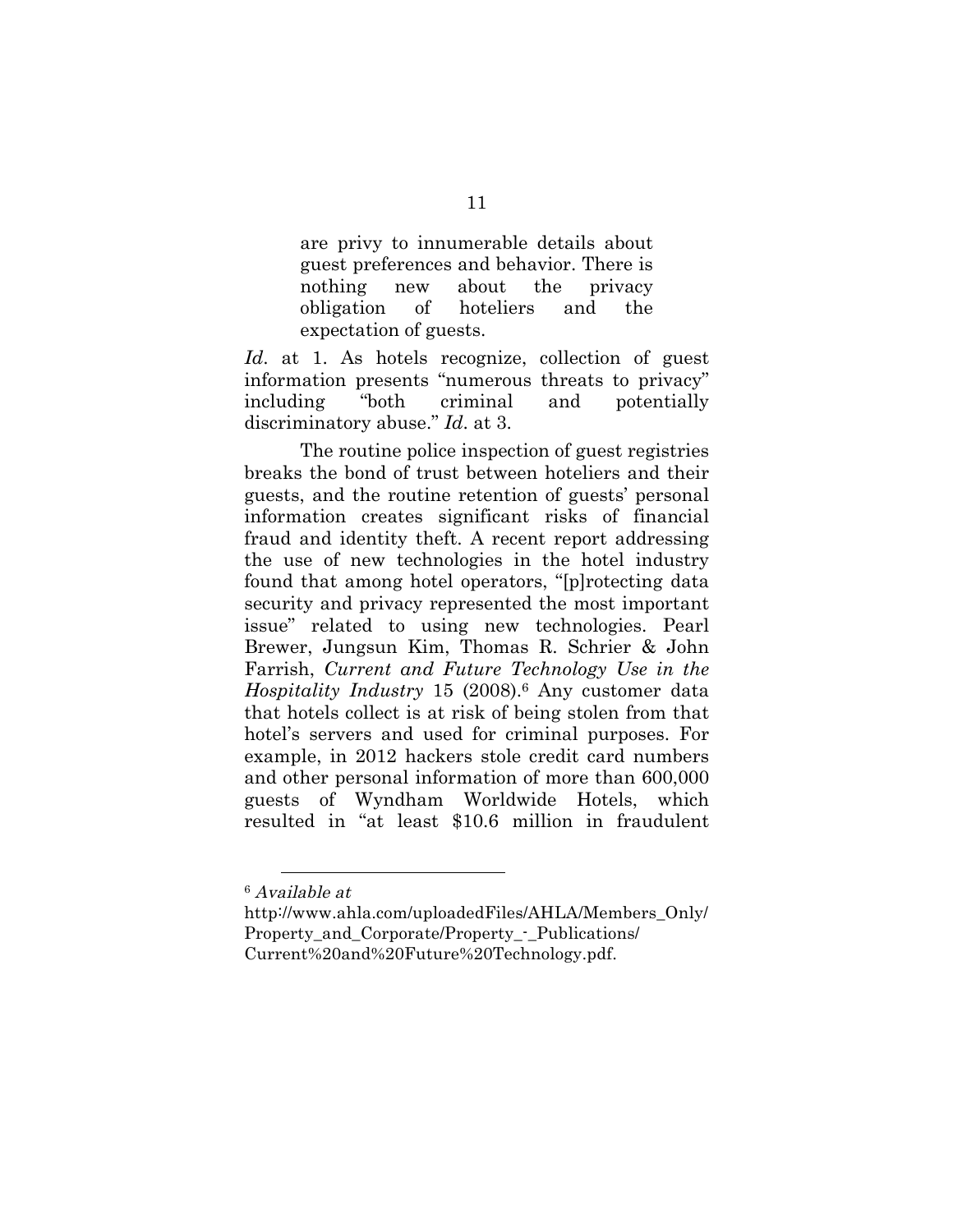> are privy to innumerable details about guest preferences and behavior. There is nothing new about the privacy obligation of hoteliers and the expectation of guests.

*Id*. at 1. As hotels recognize, collection of guest information presents "numerous threats to privacy" including "both criminal and potentially discriminatory abuse." *Id*. at 3.

The routine police inspection of guest registries breaks the bond of trust between hoteliers and their guests, and the routine retention of guests' personal information creates significant risks of financial fraud and identity theft. A recent report addressing the use of new technologies in the hotel industry found that among hotel operators, "[p]rotecting data security and privacy represented the most important issue" related to using new technologies. Pearl Brewer, Jungsun Kim, Thomas R. Schrier & John Farrish, *Current and Future Technology Use in the Hospitality Industry* 15 (2008).[6] Any customer data that hotels collect is at risk of being stolen from that hotel's servers and used for criminal purposes. For example, in 2012 hackers stole credit card numbers and other personal information of more than 600,000 guests of Wyndham Worldwide Hotels, which resulted in "at least $10.6 million in fraudulent

---

[6] *Available at* http://www.ahla.com/uploadedFiles/AHLA/Members_Only/Property_and_Corporate/Property_-_Publications/Current%20and%20Future%20Technology.pdf.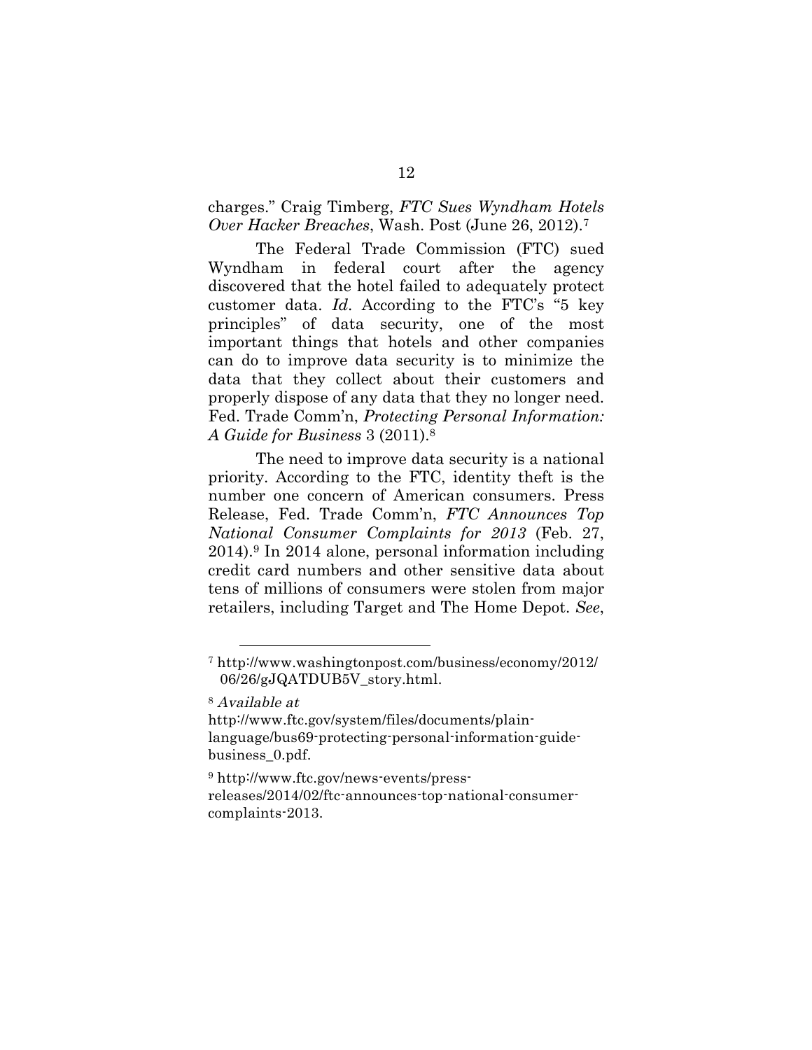charges." Craig Timberg, *FTC Sues Wyndham Hotels Over Hacker Breaches*, Wash. Post (June 26, 2012).[7]

The Federal Trade Commission (FTC) sued Wyndham in federal court after the agency discovered that the hotel failed to adequately protect customer data. *Id*. According to the FTC's "5 key principles" of data security, one of the most important things that hotels and other companies can do to improve data security is to minimize the data that they collect about their customers and properly dispose of any data that they no longer need. Fed. Trade Comm'n, *Protecting Personal Information: A Guide for Business* 3 (2011).[8]

The need to improve data security is a national priority. According to the FTC, identity theft is the number one concern of American consumers. Press Release, Fed. Trade Comm'n, *FTC Announces Top National Consumer Complaints for 2013* (Feb. 27, 2014).[9] In 2014 alone, personal information including credit card numbers and other sensitive data about tens of millions of consumers were stolen from major retailers, including Target and The Home Depot. *See*,

---

[7] http://www.washingtonpost.com/business/economy/2012/06/26/gJQATDUB5V_story.html.

[8] *Available at* http://www.ftc.gov/system/files/documents/plain-language/bus69-protecting-personal-information-guide-business_0.pdf.

[9] http://www.ftc.gov/news-events/press-releases/2014/02/ftc-announces-top-national-consumer-complaints-2013.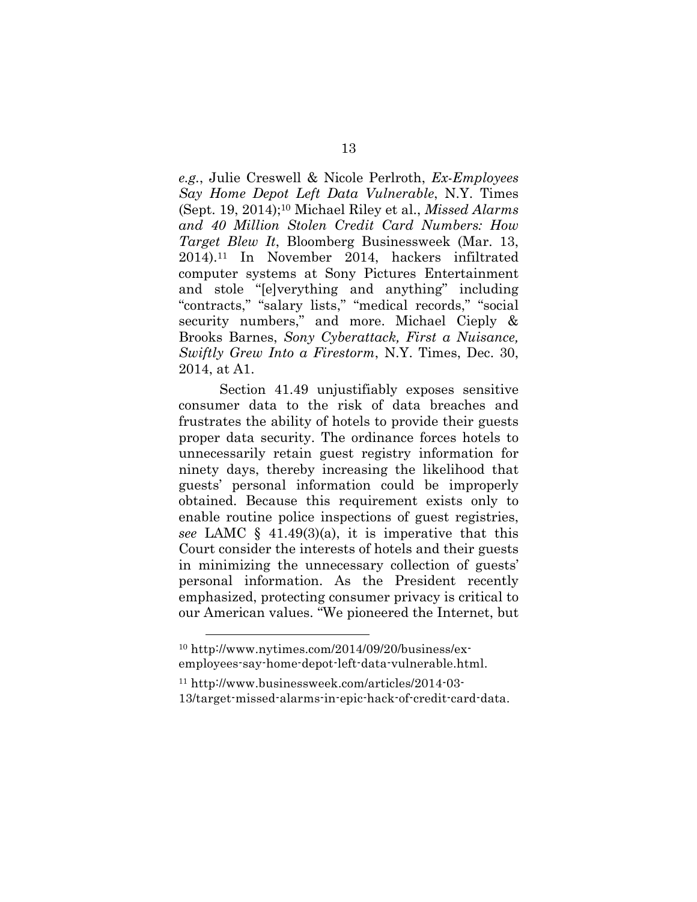*e.g.*, Julie Creswell & Nicole Perlroth, *Ex-Employees Say Home Depot Left Data Vulnerable*, N.Y. Times (Sept. 19, 2014);[10] Michael Riley et al., *Missed Alarms and 40 Million Stolen Credit Card Numbers: How Target Blew It*, Bloomberg Businessweek (Mar. 13, 2014).[11] In November 2014, hackers infiltrated computer systems at Sony Pictures Entertainment and stole "[e]verything and anything" including "contracts," "salary lists," "medical records," "social security numbers," and more. Michael Cieply & Brooks Barnes, *Sony Cyberattack, First a Nuisance, Swiftly Grew Into a Firestorm*, N.Y. Times, Dec. 30, 2014, at A1.

Section 41.49 unjustifiably exposes sensitive consumer data to the risk of data breaches and frustrates the ability of hotels to provide their guests proper data security. The ordinance forces hotels to unnecessarily retain guest registry information for ninety days, thereby increasing the likelihood that guests' personal information could be improperly obtained. Because this requirement exists only to enable routine police inspections of guest registries, *see* LAMC § 41.49(3)(a), it is imperative that this Court consider the interests of hotels and their guests in minimizing the unnecessary collection of guests' personal information. As the President recently emphasized, protecting consumer privacy is critical to our American values. "We pioneered the Internet, but

---

[10] http://www.nytimes.com/2014/09/20/business/ex-employees-say-home-depot-left-data-vulnerable.html.

[11] http://www.businessweek.com/articles/2014-03-13/target-missed-alarms-in-epic-hack-of-credit-card-data.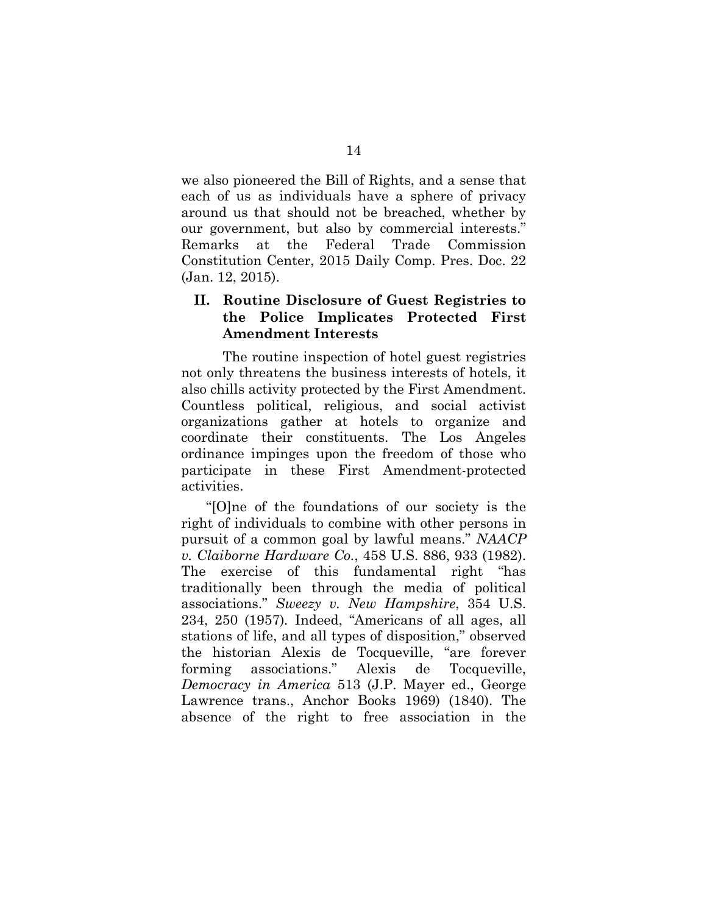we also pioneered the Bill of Rights, and a sense that each of us as individuals have a sphere of privacy around us that should not be breached, whether by our government, but also by commercial interests." Remarks at the Federal Trade Commission Constitution Center, 2015 Daily Comp. Pres. Doc. 22 (Jan. 12, 2015).

## II. Routine Disclosure of Guest Registries to the Police Implicates Protected First Amendment Interests

The routine inspection of hotel guest registries not only threatens the business interests of hotels, it also chills activity protected by the First Amendment. Countless political, religious, and social activist organizations gather at hotels to organize and coordinate their constituents. The Los Angeles ordinance impinges upon the freedom of those who participate in these First Amendment-protected activities.

"[O]ne of the foundations of our society is the right of individuals to combine with other persons in pursuit of a common goal by lawful means." *NAACP v. Claiborne Hardware Co.*, 458 U.S. 886, 933 (1982). The exercise of this fundamental right "has traditionally been through the media of political associations." *Sweezy v. New Hampshire*, 354 U.S. 234, 250 (1957). Indeed, "Americans of all ages, all stations of life, and all types of disposition," observed the historian Alexis de Tocqueville, "are forever forming associations." Alexis de Tocqueville, *Democracy in America* 513 (J.P. Mayer ed., George Lawrence trans., Anchor Books 1969) (1840). The absence of the right to free association in the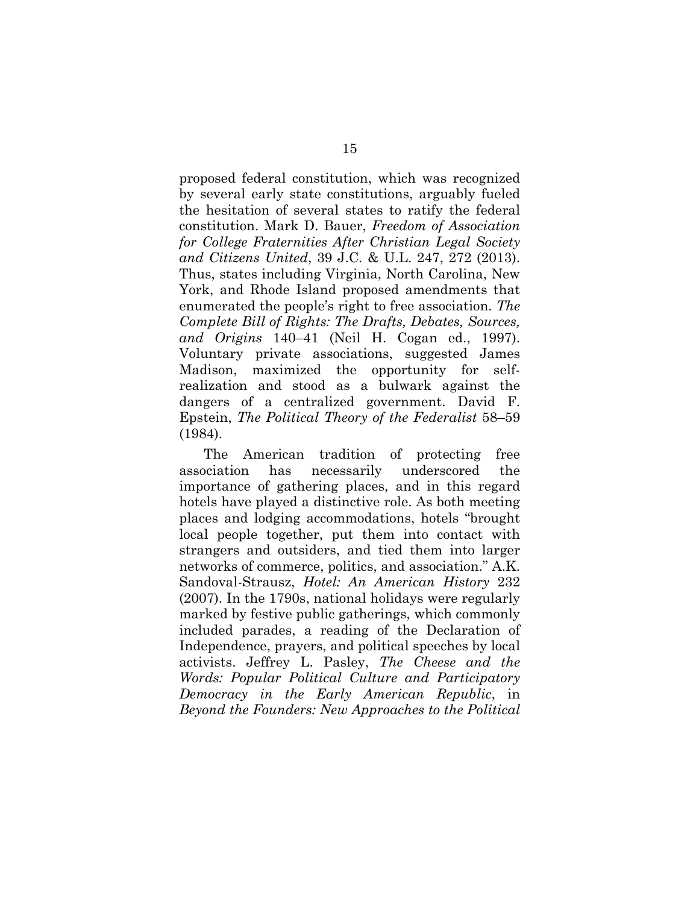proposed federal constitution, which was recognized by several early state constitutions, arguably fueled the hesitation of several states to ratify the federal constitution. Mark D. Bauer, *Freedom of Association for College Fraternities After Christian Legal Society and Citizens United*, 39 J.C. & U.L. 247, 272 (2013). Thus, states including Virginia, North Carolina, New York, and Rhode Island proposed amendments that enumerated the people's right to free association. *The Complete Bill of Rights: The Drafts, Debates, Sources, and Origins* 140–41 (Neil H. Cogan ed., 1997). Voluntary private associations, suggested James Madison, maximized the opportunity for self-realization and stood as a bulwark against the dangers of a centralized government. David F. Epstein, *The Political Theory of the Federalist* 58–59 (1984).

The American tradition of protecting free association has necessarily underscored the importance of gathering places, and in this regard hotels have played a distinctive role. As both meeting places and lodging accommodations, hotels "brought local people together, put them into contact with strangers and outsiders, and tied them into larger networks of commerce, politics, and association." A.K. Sandoval-Strausz, *Hotel: An American History* 232 (2007). In the 1790s, national holidays were regularly marked by festive public gatherings, which commonly included parades, a reading of the Declaration of Independence, prayers, and political speeches by local activists. Jeffrey L. Pasley, *The Cheese and the Words: Popular Political Culture and Participatory Democracy in the Early American Republic*, in *Beyond the Founders: New Approaches to the Political*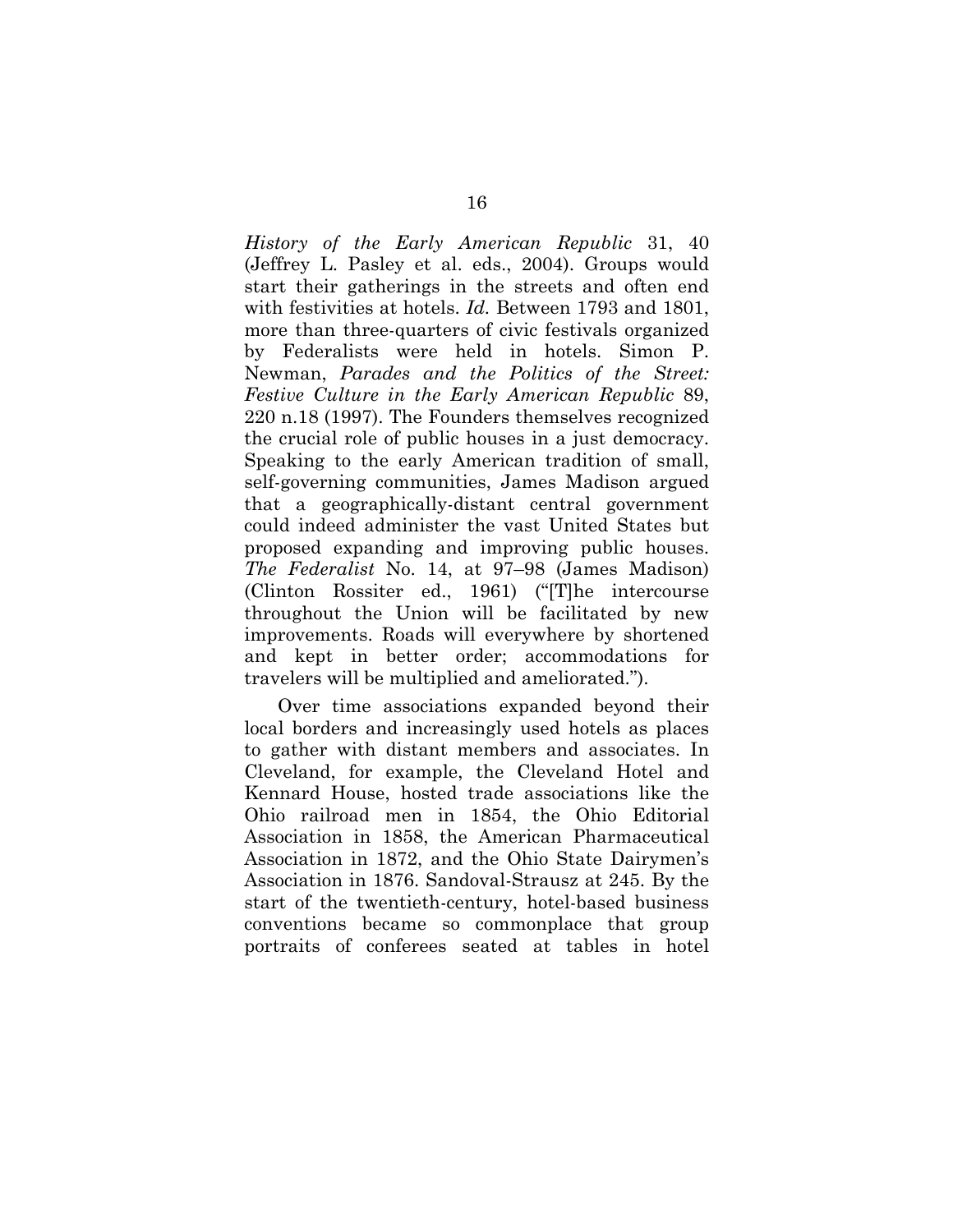*History of the Early American Republic* 31, 40 (Jeffrey L. Pasley et al. eds., 2004). Groups would start their gatherings in the streets and often end with festivities at hotels. *Id.* Between 1793 and 1801, more than three-quarters of civic festivals organized by Federalists were held in hotels. Simon P. Newman, *Parades and the Politics of the Street: Festive Culture in the Early American Republic* 89, 220 n.18 (1997). The Founders themselves recognized the crucial role of public houses in a just democracy. Speaking to the early American tradition of small, self-governing communities, James Madison argued that a geographically-distant central government could indeed administer the vast United States but proposed expanding and improving public houses. *The Federalist* No. 14, at 97–98 (James Madison) (Clinton Rossiter ed., 1961) ("[T]he intercourse throughout the Union will be facilitated by new improvements. Roads will everywhere by shortened and kept in better order; accommodations for travelers will be multiplied and ameliorated.").

Over time associations expanded beyond their local borders and increasingly used hotels as places to gather with distant members and associates. In Cleveland, for example, the Cleveland Hotel and Kennard House, hosted trade associations like the Ohio railroad men in 1854, the Ohio Editorial Association in 1858, the American Pharmaceutical Association in 1872, and the Ohio State Dairymen's Association in 1876. Sandoval-Strausz at 245. By the start of the twentieth-century, hotel-based business conventions became so commonplace that group portraits of conferees seated at tables in hotel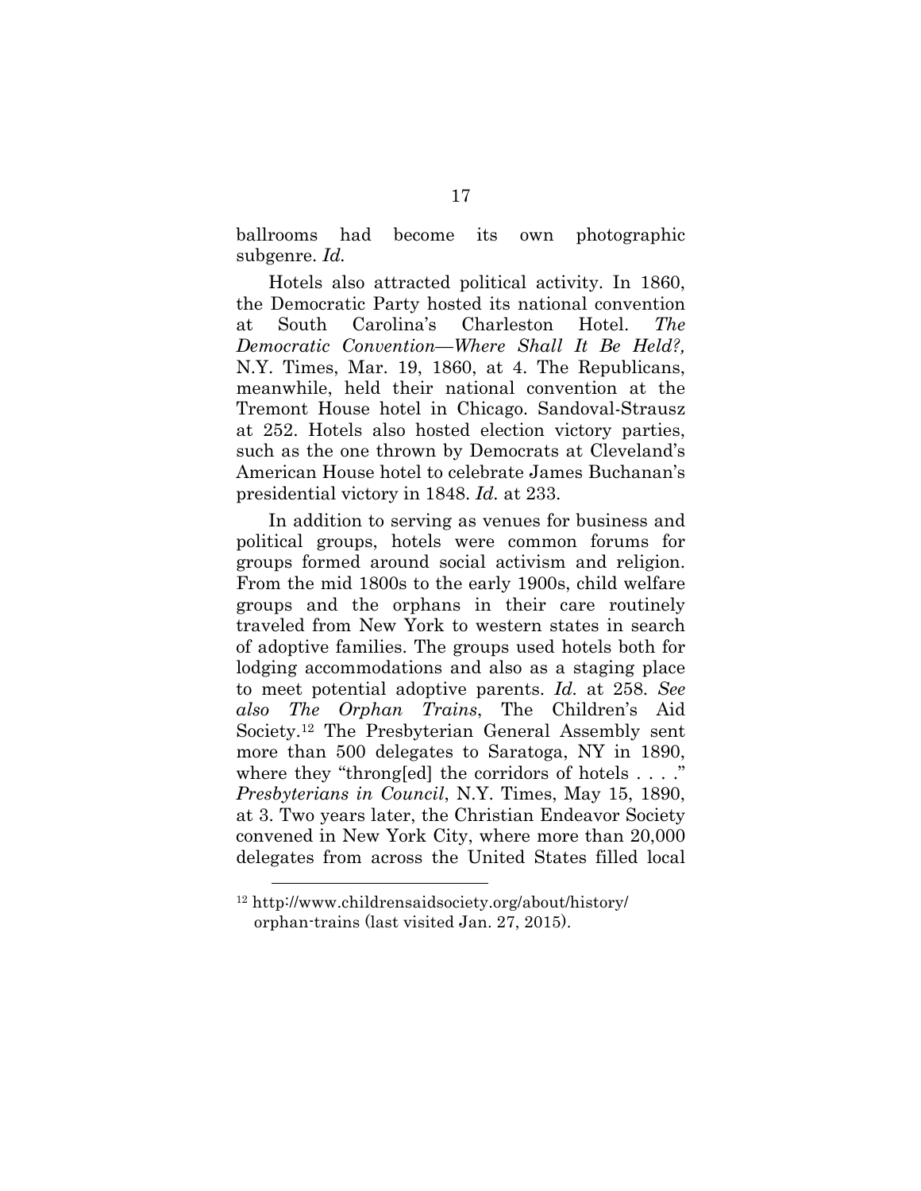ballrooms had become its own photographic subgenre. *Id.*

Hotels also attracted political activity. In 1860, the Democratic Party hosted its national convention at South Carolina's Charleston Hotel. *The Democratic Convention—Where Shall It Be Held?,* N.Y. Times, Mar. 19, 1860, at 4. The Republicans, meanwhile, held their national convention at the Tremont House hotel in Chicago. Sandoval-Strausz at 252. Hotels also hosted election victory parties, such as the one thrown by Democrats at Cleveland's American House hotel to celebrate James Buchanan's presidential victory in 1848. *Id.* at 233.

In addition to serving as venues for business and political groups, hotels were common forums for groups formed around social activism and religion. From the mid 1800s to the early 1900s, child welfare groups and the orphans in their care routinely traveled from New York to western states in search of adoptive families. The groups used hotels both for lodging accommodations and also as a staging place to meet potential adoptive parents. *Id.* at 258. *See also The Orphan Trains*, The Children's Aid Society.[12] The Presbyterian General Assembly sent more than 500 delegates to Saratoga, NY in 1890, where they "throng[ed] the corridors of hotels . . . ." *Presbyterians in Council*, N.Y. Times, May 15, 1890, at 3. Two years later, the Christian Endeavor Society convened in New York City, where more than 20,000 delegates from across the United States filled local

---

[12] http://www.childrensaidsociety.org/about/history/orphan-trains (last visited Jan. 27, 2015).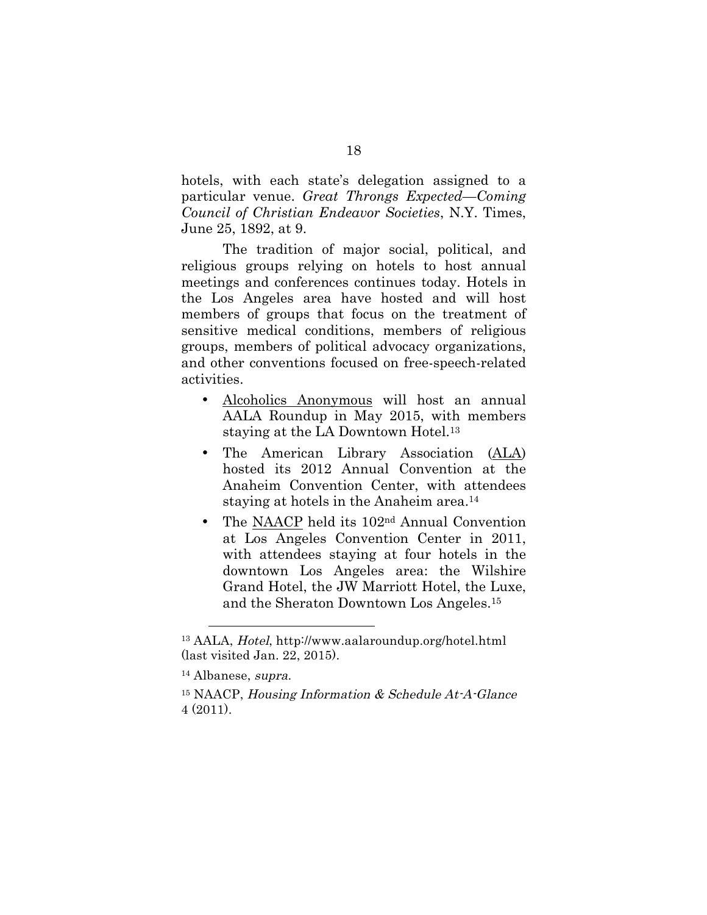hotels, with each state's delegation assigned to a particular venue. *Great Throngs Expected—Coming Council of Christian Endeavor Societies*, N.Y. Times, June 25, 1892, at 9.

The tradition of major social, political, and religious groups relying on hotels to host annual meetings and conferences continues today. Hotels in the Los Angeles area have hosted and will host members of groups that focus on the treatment of sensitive medical conditions, members of religious groups, members of political advocacy organizations, and other conventions focused on free-speech-related activities.

- Alcoholics Anonymous will host an annual AALA Roundup in May 2015, with members staying at the LA Downtown Hotel.[13]
- The American Library Association (ALA) hosted its 2012 Annual Convention at the Anaheim Convention Center, with attendees staying at hotels in the Anaheim area.[14]
- The NAACP held its 102nd Annual Convention at Los Angeles Convention Center in 2011, with attendees staying at four hotels in the downtown Los Angeles area: the Wilshire Grand Hotel, the JW Marriott Hotel, the Luxe, and the Sheraton Downtown Los Angeles.[15]

---

[13] AALA, *Hotel*, http://www.aalaroundup.org/hotel.html (last visited Jan. 22, 2015).

[14] Albanese, *supra*.

[15] NAACP, *Housing Information & Schedule At-A-Glance* 4 (2011).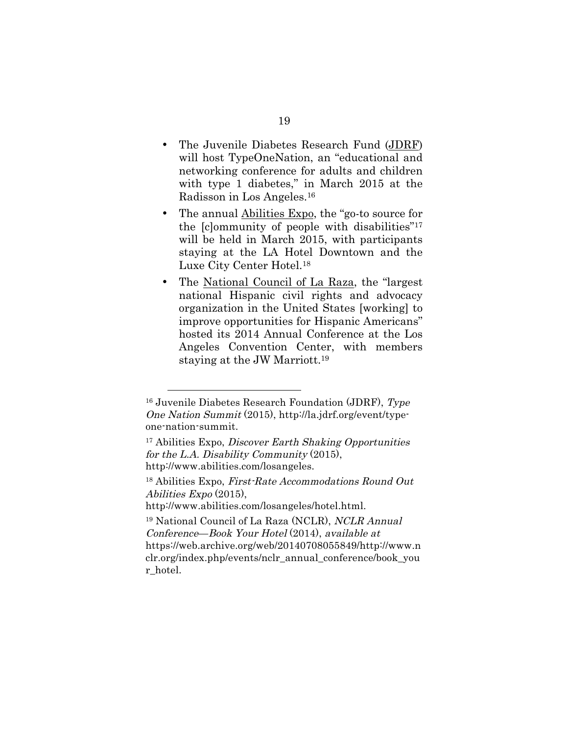- The Juvenile Diabetes Research Fund (JDRF) will host TypeOneNation, an "educational and networking conference for adults and children with type 1 diabetes," in March 2015 at the Radisson in Los Angeles.[16]
- The annual Abilities Expo, the "go-to source for the [c]ommunity of people with disabilities"[17] will be held in March 2015, with participants staying at the LA Hotel Downtown and the Luxe City Center Hotel.[18]
- The National Council of La Raza, the "largest national Hispanic civil rights and advocacy organization in the United States [working] to improve opportunities for Hispanic Americans" hosted its 2014 Annual Conference at the Los Angeles Convention Center, with members staying at the JW Marriott.[19]

---

[16] Juvenile Diabetes Research Foundation (JDRF), *Type One Nation Summit* (2015), http://la.jdrf.org/event/type-one-nation-summit.

[17] Abilities Expo, *Discover Earth Shaking Opportunities for the L.A. Disability Community* (2015), http://www.abilities.com/losangeles.

[18] Abilities Expo, *First-Rate Accommodations Round Out Abilities Expo* (2015), http://www.abilities.com/losangeles/hotel.html.

[19] National Council of La Raza (NCLR), *NCLR Annual Conference—Book Your Hotel* (2014), *available at* https://web.archive.org/web/20140708055849/http://www.nclr.org/index.php/events/nclr_annual_conference/book_your_hotel.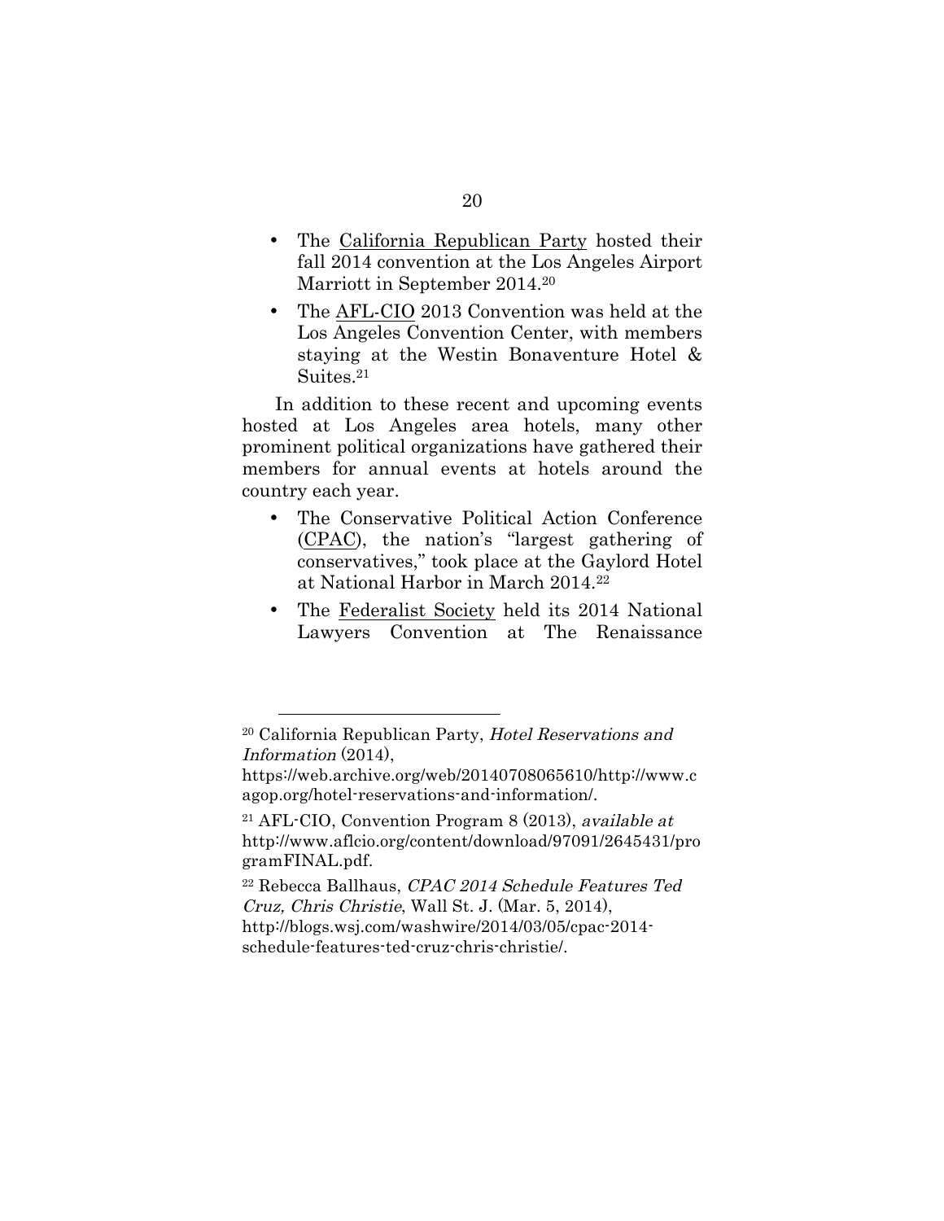- The California Republican Party hosted their fall 2014 convention at the Los Angeles Airport Marriott in September 2014.[20]
- The AFL-CIO 2013 Convention was held at the Los Angeles Convention Center, with members staying at the Westin Bonaventure Hotel & Suites.[21]

In addition to these recent and upcoming events hosted at Los Angeles area hotels, many other prominent political organizations have gathered their members for annual events at hotels around the country each year.

- The Conservative Political Action Conference (CPAC), the nation's "largest gathering of conservatives," took place at the Gaylord Hotel at National Harbor in March 2014.[22]
- The Federalist Society held its 2014 National Lawyers Convention at The Renaissance

---

[20] California Republican Party, *Hotel Reservations and Information* (2014), https://web.archive.org/web/20140708065610/http://www.cagop.org/hotel-reservations-and-information/.

[21] AFL-CIO, Convention Program 8 (2013), *available at* http://www.aflcio.org/content/download/97091/2645431/programFINAL.pdf.

[22] Rebecca Ballhaus, *CPAC 2014 Schedule Features Ted Cruz, Chris Christie*, Wall St. J. (Mar. 5, 2014), http://blogs.wsj.com/washwire/2014/03/05/cpac-2014-schedule-features-ted-cruz-chris-christie/.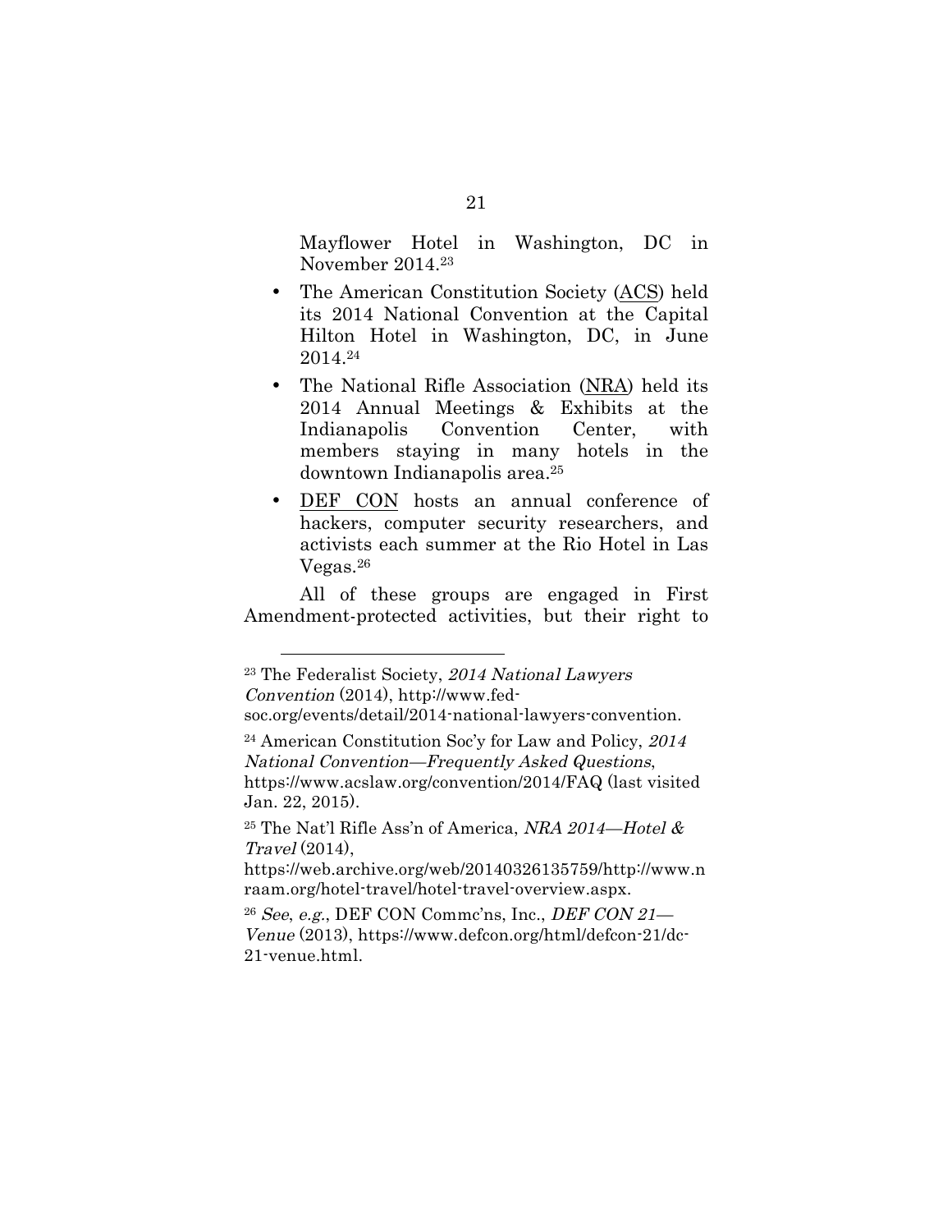Mayflower Hotel in Washington, DC in November 2014.[23]

- The American Constitution Society (ACS) held its 2014 National Convention at the Capital Hilton Hotel in Washington, DC, in June 2014.[24]
- The National Rifle Association (NRA) held its 2014 Annual Meetings & Exhibits at the Indianapolis Convention Center, with members staying in many hotels in the downtown Indianapolis area.[25]
- DEF CON hosts an annual conference of hackers, computer security researchers, and activists each summer at the Rio Hotel in Las Vegas.[26]

All of these groups are engaged in First Amendment-protected activities, but their right to

---

[23] The Federalist Society, *2014 National Lawyers Convention* (2014), http://www.fed-soc.org/events/detail/2014-national-lawyers-convention.

[24] American Constitution Soc'y for Law and Policy, *2014 National Convention—Frequently Asked Questions*, https://www.acslaw.org/convention/2014/FAQ (last visited Jan. 22, 2015).

[25] The Nat'l Rifle Ass'n of America, *NRA 2014—Hotel & Travel* (2014), https://web.archive.org/web/20140326135759/http://www.nraam.org/hotel-travel/hotel-travel-overview.aspx.

[26] *See*, *e.g.*, DEF CON Commc'ns, Inc., *DEF CON 21—Venue* (2013), https://www.defcon.org/html/defcon-21/dc-21-venue.html.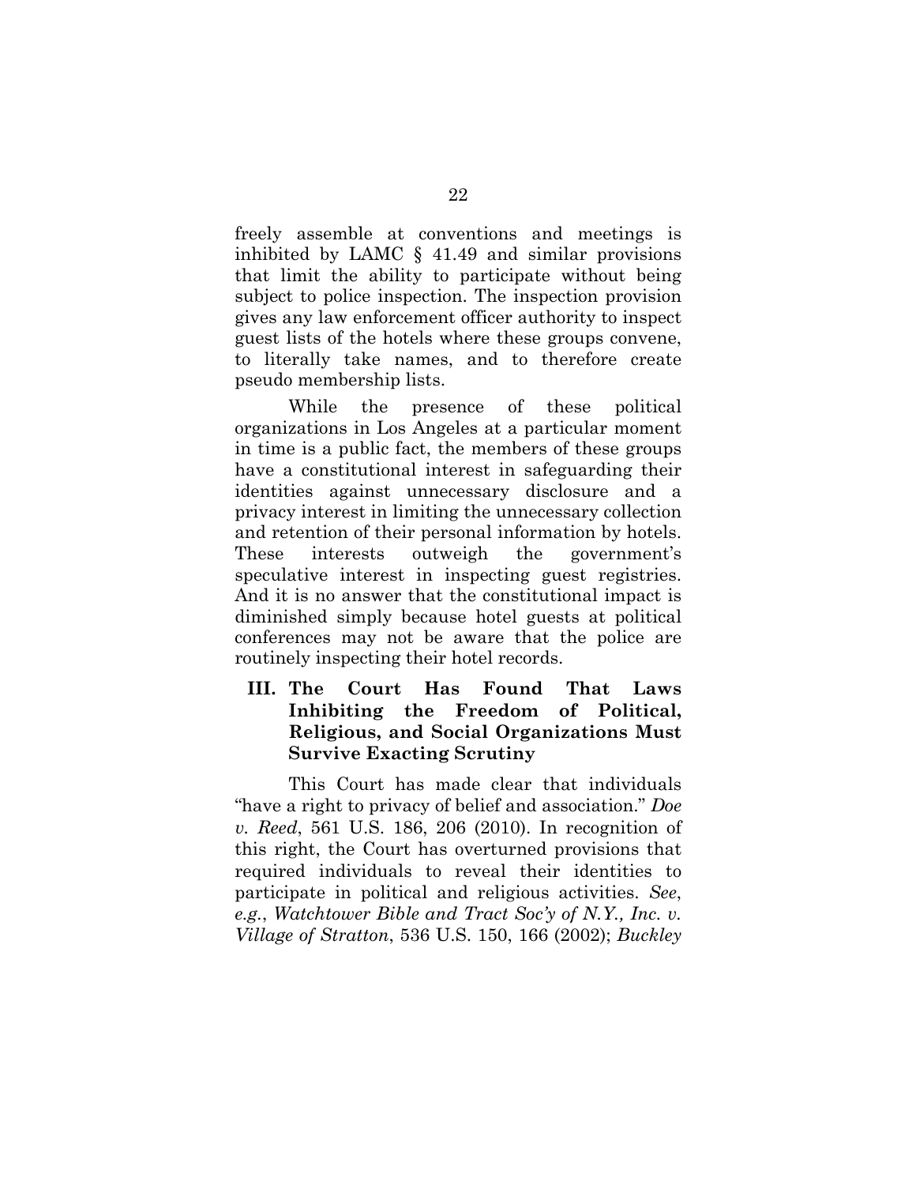freely assemble at conventions and meetings is inhibited by LAMC § 41.49 and similar provisions that limit the ability to participate without being subject to police inspection. The inspection provision gives any law enforcement officer authority to inspect guest lists of the hotels where these groups convene, to literally take names, and to therefore create pseudo membership lists.

While the presence of these political organizations in Los Angeles at a particular moment in time is a public fact, the members of these groups have a constitutional interest in safeguarding their identities against unnecessary disclosure and a privacy interest in limiting the unnecessary collection and retention of their personal information by hotels. These interests outweigh the government's speculative interest in inspecting guest registries. And it is no answer that the constitutional impact is diminished simply because hotel guests at political conferences may not be aware that the police are routinely inspecting their hotel records.

## III. The Court Has Found That Laws Inhibiting the Freedom of Political, Religious, and Social Organizations Must Survive Exacting Scrutiny

This Court has made clear that individuals "have a right to privacy of belief and association." *Doe v. Reed*, 561 U.S. 186, 206 (2010). In recognition of this right, the Court has overturned provisions that required individuals to reveal their identities to participate in political and religious activities. *See, e.g.*, *Watchtower Bible and Tract Soc'y of N.Y., Inc. v. Village of Stratton*, 536 U.S. 150, 166 (2002); *Buckley*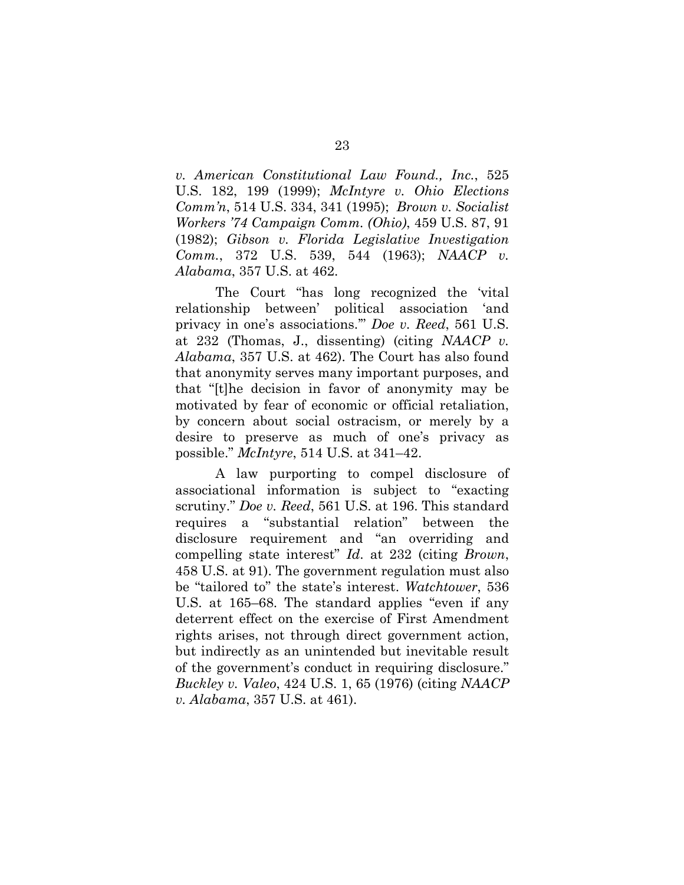*v. American Constitutional Law Found., Inc.*, 525 U.S. 182, 199 (1999); *McIntyre v. Ohio Elections Comm'n*, 514 U.S. 334, 341 (1995); *Brown v. Socialist Workers '74 Campaign Comm. (Ohio)*, 459 U.S. 87, 91 (1982); *Gibson v. Florida Legislative Investigation Comm.*, 372 U.S. 539, 544 (1963); *NAACP v. Alabama*, 357 U.S. at 462.

The Court "has long recognized the 'vital relationship between' political association 'and privacy in one's associations.'" *Doe v. Reed*, 561 U.S. at 232 (Thomas, J., dissenting) (citing *NAACP v. Alabama*, 357 U.S. at 462). The Court has also found that anonymity serves many important purposes, and that "[t]he decision in favor of anonymity may be motivated by fear of economic or official retaliation, by concern about social ostracism, or merely by a desire to preserve as much of one's privacy as possible." *McIntyre*, 514 U.S. at 341–42.

A law purporting to compel disclosure of associational information is subject to "exacting scrutiny." *Doe v. Reed*, 561 U.S. at 196. This standard requires a "substantial relation" between the disclosure requirement and "an overriding and compelling state interest" *Id*. at 232 (citing *Brown*, 458 U.S. at 91). The government regulation must also be "tailored to" the state's interest. *Watchtower*, 536 U.S. at 165–68. The standard applies "even if any deterrent effect on the exercise of First Amendment rights arises, not through direct government action, but indirectly as an unintended but inevitable result of the government's conduct in requiring disclosure." *Buckley v. Valeo*, 424 U.S. 1, 65 (1976) (citing *NAACP v. Alabama*, 357 U.S. at 461).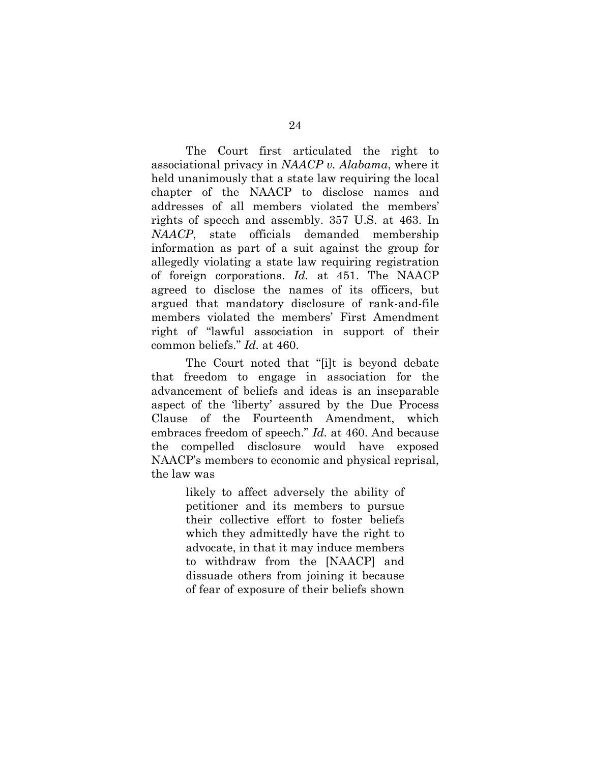The Court first articulated the right to associational privacy in *NAACP v. Alabama*, where it held unanimously that a state law requiring the local chapter of the NAACP to disclose names and addresses of all members violated the members' rights of speech and assembly. 357 U.S. at 463. In *NAACP*, state officials demanded membership information as part of a suit against the group for allegedly violating a state law requiring registration of foreign corporations. *Id.* at 451. The NAACP agreed to disclose the names of its officers, but argued that mandatory disclosure of rank-and-file members violated the members' First Amendment right of "lawful association in support of their common beliefs." *Id.* at 460.

The Court noted that "[i]t is beyond debate that freedom to engage in association for the advancement of beliefs and ideas is an inseparable aspect of the 'liberty' assured by the Due Process Clause of the Fourteenth Amendment, which embraces freedom of speech." *Id.* at 460. And because the compelled disclosure would have exposed NAACP's members to economic and physical reprisal, the law was

> likely to affect adversely the ability of petitioner and its members to pursue their collective effort to foster beliefs which they admittedly have the right to advocate, in that it may induce members to withdraw from the [NAACP] and dissuade others from joining it because of fear of exposure of their beliefs shown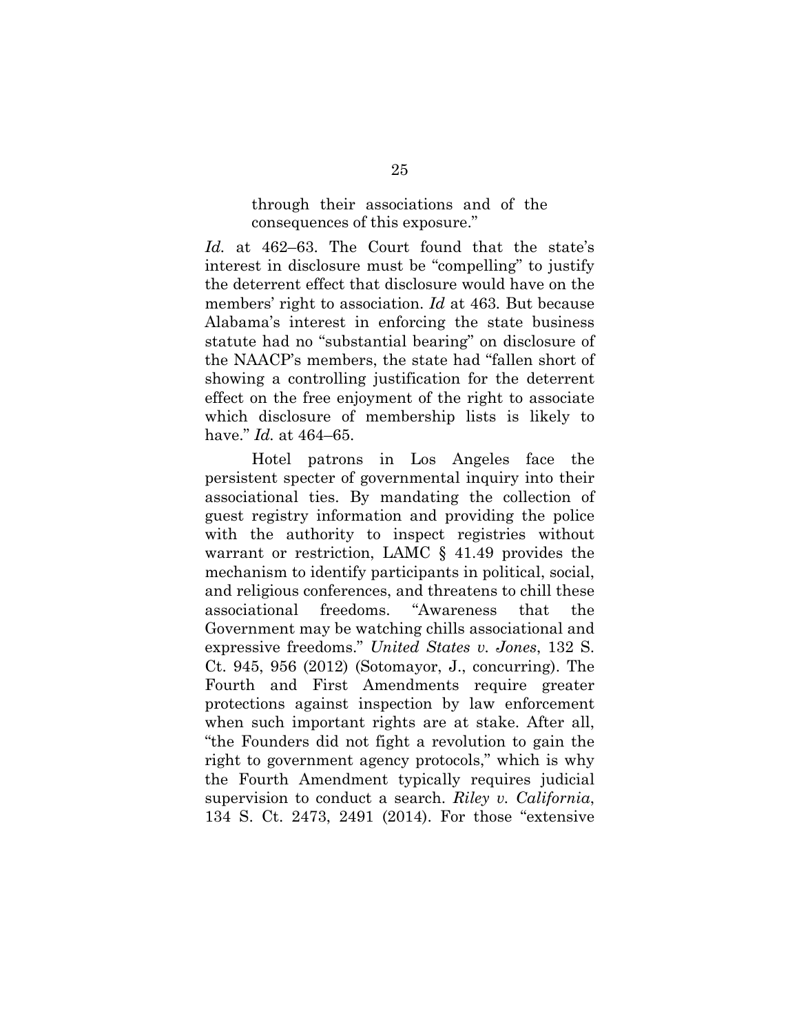> through their associations and of the consequences of this exposure."

*Id.* at 462–63. The Court found that the state's interest in disclosure must be "compelling" to justify the deterrent effect that disclosure would have on the members' right to association. *Id* at 463. But because Alabama's interest in enforcing the state business statute had no "substantial bearing" on disclosure of the NAACP's members, the state had "fallen short of showing a controlling justification for the deterrent effect on the free enjoyment of the right to associate which disclosure of membership lists is likely to have." *Id.* at 464–65.

Hotel patrons in Los Angeles face the persistent specter of governmental inquiry into their associational ties. By mandating the collection of guest registry information and providing the police with the authority to inspect registries without warrant or restriction, LAMC § 41.49 provides the mechanism to identify participants in political, social, and religious conferences, and threatens to chill these associational freedoms. "Awareness that the Government may be watching chills associational and expressive freedoms." *United States v. Jones*, 132 S. Ct. 945, 956 (2012) (Sotomayor, J., concurring). The Fourth and First Amendments require greater protections against inspection by law enforcement when such important rights are at stake. After all, "the Founders did not fight a revolution to gain the right to government agency protocols," which is why the Fourth Amendment typically requires judicial supervision to conduct a search. *Riley v. California*, 134 S. Ct. 2473, 2491 (2014). For those "extensive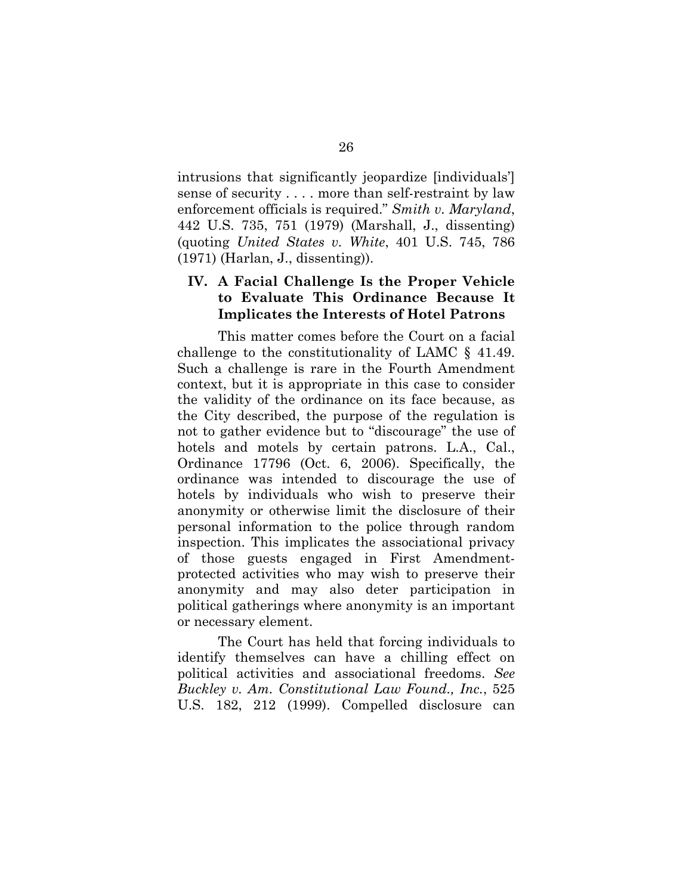intrusions that significantly jeopardize [individuals'] sense of security . . . . more than self-restraint by law enforcement officials is required." *Smith v. Maryland*, 442 U.S. 735, 751 (1979) (Marshall, J., dissenting) (quoting *United States v. White*, 401 U.S. 745, 786 (1971) (Harlan, J., dissenting)).

## IV. A Facial Challenge Is the Proper Vehicle to Evaluate This Ordinance Because It Implicates the Interests of Hotel Patrons

This matter comes before the Court on a facial challenge to the constitutionality of LAMC § 41.49. Such a challenge is rare in the Fourth Amendment context, but it is appropriate in this case to consider the validity of the ordinance on its face because, as the City described, the purpose of the regulation is not to gather evidence but to "discourage" the use of hotels and motels by certain patrons. L.A., Cal., Ordinance 17796 (Oct. 6, 2006). Specifically, the ordinance was intended to discourage the use of hotels by individuals who wish to preserve their anonymity or otherwise limit the disclosure of their personal information to the police through random inspection. This implicates the associational privacy of those guests engaged in First Amendment-protected activities who may wish to preserve their anonymity and may also deter participation in political gatherings where anonymity is an important or necessary element.

The Court has held that forcing individuals to identify themselves can have a chilling effect on political activities and associational freedoms. *See Buckley v. Am. Constitutional Law Found., Inc.*, 525 U.S. 182, 212 (1999). Compelled disclosure can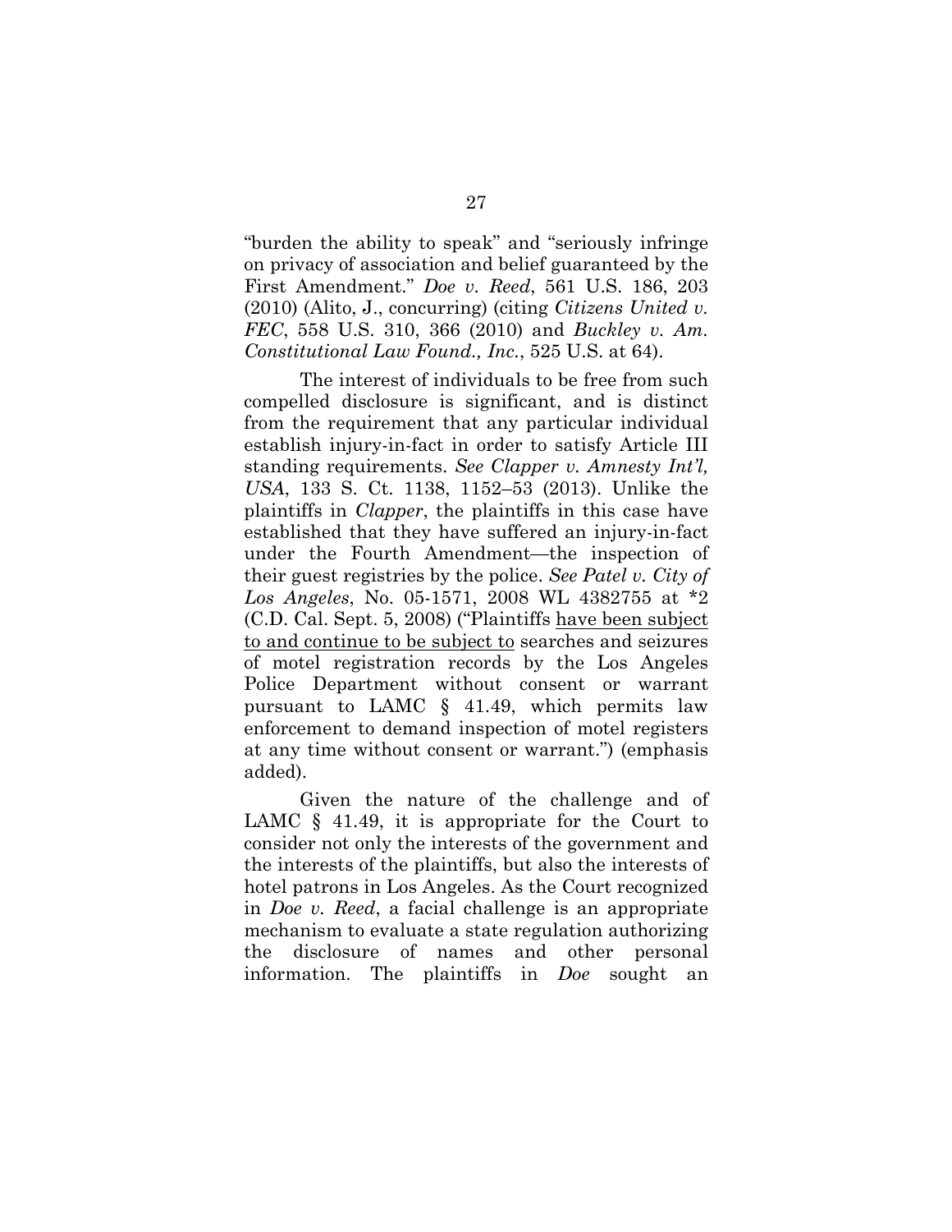"burden the ability to speak" and "seriously infringe on privacy of association and belief guaranteed by the First Amendment." *Doe v. Reed*, 561 U.S. 186, 203 (2010) (Alito, J., concurring) (citing *Citizens United v. FEC*, 558 U.S. 310, 366 (2010) and *Buckley v. Am. Constitutional Law Found., Inc.*, 525 U.S. at 64).

The interest of individuals to be free from such compelled disclosure is significant, and is distinct from the requirement that any particular individual establish injury-in-fact in order to satisfy Article III standing requirements. *See Clapper v. Amnesty Int'l, USA*, 133 S. Ct. 1138, 1152–53 (2013). Unlike the plaintiffs in *Clapper*, the plaintiffs in this case have established that they have suffered an injury-in-fact under the Fourth Amendment—the inspection of their guest registries by the police. *See Patel v. City of Los Angeles*, No. 05-1571, 2008 WL 4382755 at \*2 (C.D. Cal. Sept. 5, 2008) ("Plaintiffs <u>have been subject to and continue to be subject to</u> searches and seizures of motel registration records by the Los Angeles Police Department without consent or warrant pursuant to LAMC § 41.49, which permits law enforcement to demand inspection of motel registers at any time without consent or warrant.") (emphasis added).

Given the nature of the challenge and of LAMC § 41.49, it is appropriate for the Court to consider not only the interests of the government and the interests of the plaintiffs, but also the interests of hotel patrons in Los Angeles. As the Court recognized in *Doe v. Reed*, a facial challenge is an appropriate mechanism to evaluate a state regulation authorizing the disclosure of names and other personal information. The plaintiffs in *Doe* sought an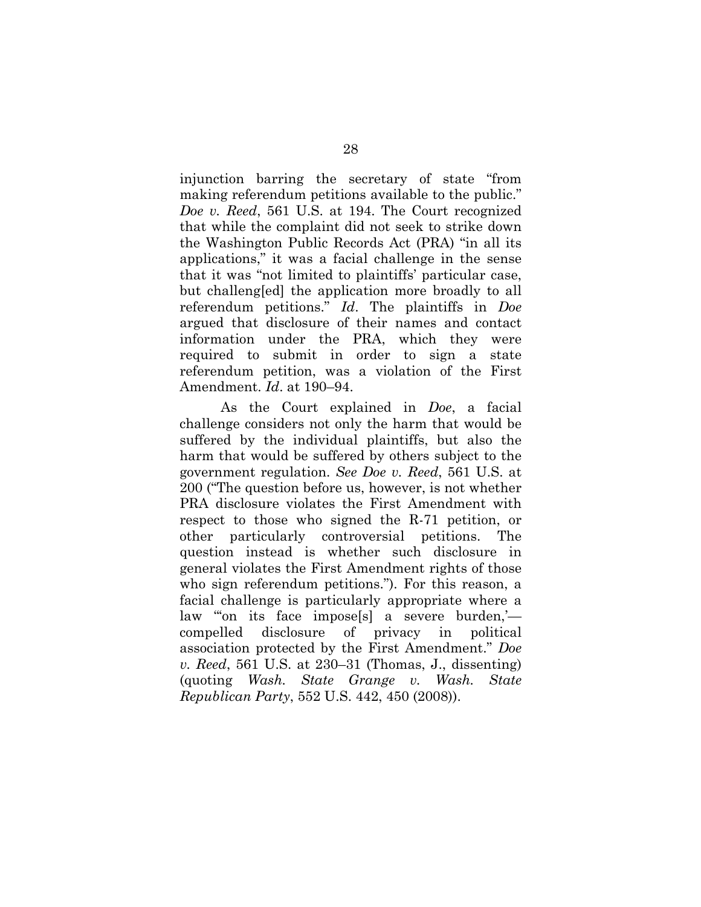injunction barring the secretary of state "from making referendum petitions available to the public." *Doe v. Reed*, 561 U.S. at 194. The Court recognized that while the complaint did not seek to strike down the Washington Public Records Act (PRA) "in all its applications," it was a facial challenge in the sense that it was "not limited to plaintiffs' particular case, but challeng[ed] the application more broadly to all referendum petitions." *Id*. The plaintiffs in *Doe* argued that disclosure of their names and contact information under the PRA, which they were required to submit in order to sign a state referendum petition, was a violation of the First Amendment. *Id*. at 190–94.

As the Court explained in *Doe*, a facial challenge considers not only the harm that would be suffered by the individual plaintiffs, but also the harm that would be suffered by others subject to the government regulation. *See Doe v. Reed*, 561 U.S. at 200 ("The question before us, however, is not whether PRA disclosure violates the First Amendment with respect to those who signed the R-71 petition, or other particularly controversial petitions. The question instead is whether such disclosure in general violates the First Amendment rights of those who sign referendum petitions."). For this reason, a facial challenge is particularly appropriate where a law "'on its face impose[s] a severe burden,'—compelled disclosure of privacy in political association protected by the First Amendment." *Doe v. Reed*, 561 U.S. at 230–31 (Thomas, J., dissenting) (quoting *Wash. State Grange v. Wash. State Republican Party*, 552 U.S. 442, 450 (2008)).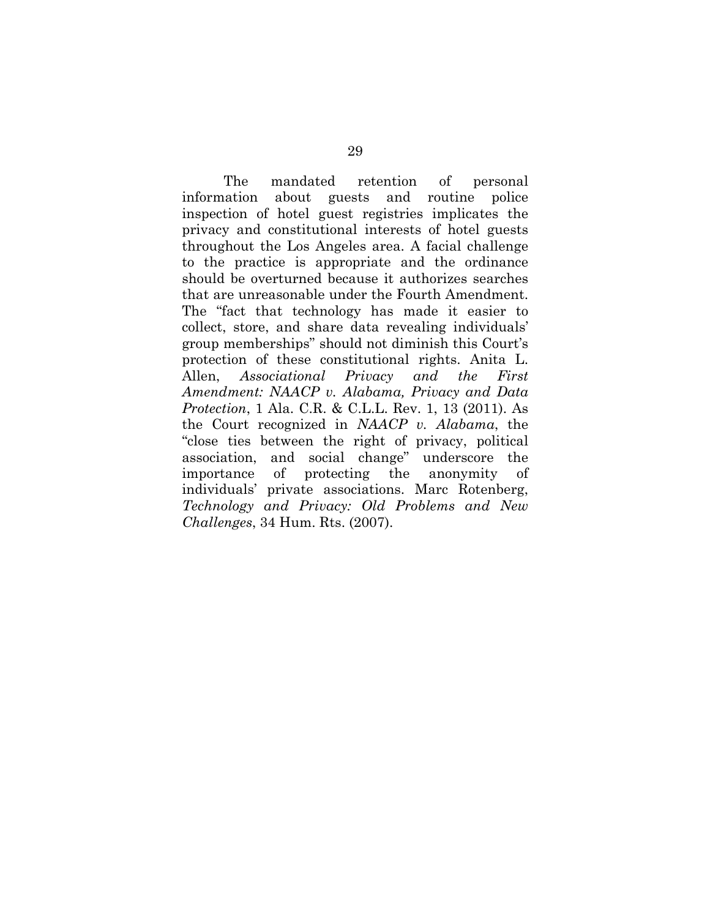The mandated retention of personal information about guests and routine police inspection of hotel guest registries implicates the privacy and constitutional interests of hotel guests throughout the Los Angeles area. A facial challenge to the practice is appropriate and the ordinance should be overturned because it authorizes searches that are unreasonable under the Fourth Amendment. The "fact that technology has made it easier to collect, store, and share data revealing individuals' group memberships" should not diminish this Court's protection of these constitutional rights. Anita L. Allen, *Associational Privacy and the First Amendment: NAACP v. Alabama, Privacy and Data Protection*, 1 Ala. C.R. & C.L.L. Rev. 1, 13 (2011). As the Court recognized in *NAACP v. Alabama*, the "close ties between the right of privacy, political association, and social change" underscore the importance of protecting the anonymity of individuals' private associations. Marc Rotenberg, *Technology and Privacy: Old Problems and New Challenges*, 34 Hum. Rts. (2007).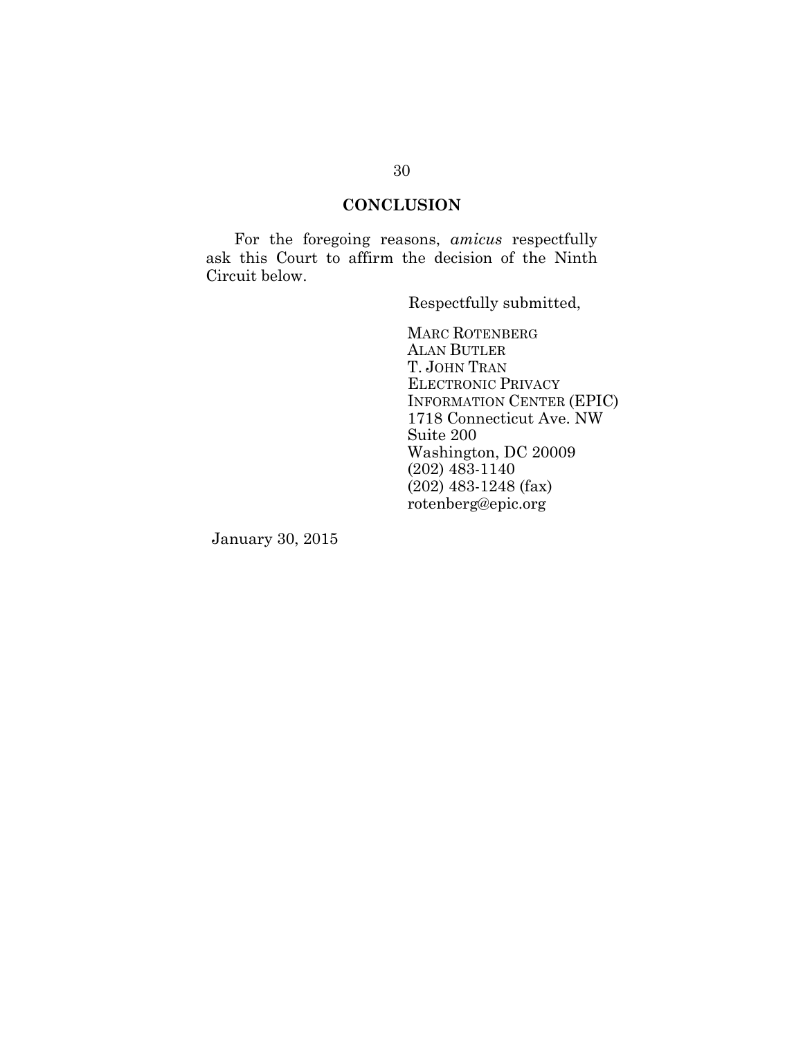## CONCLUSION

For the foregoing reasons, *amicus* respectfully ask this Court to affirm the decision of the Ninth Circuit below.

Respectfully submitted,

MARC ROTENBERG
ALAN BUTLER
T. JOHN TRAN
ELECTRONIC PRIVACY
INFORMATION CENTER (EPIC)
1718 Connecticut Ave. NW
Suite 200
Washington, DC 20009
(202) 483-1140
(202) 483-1248 (fax)
rotenberg@epic.org

January 30, 2015